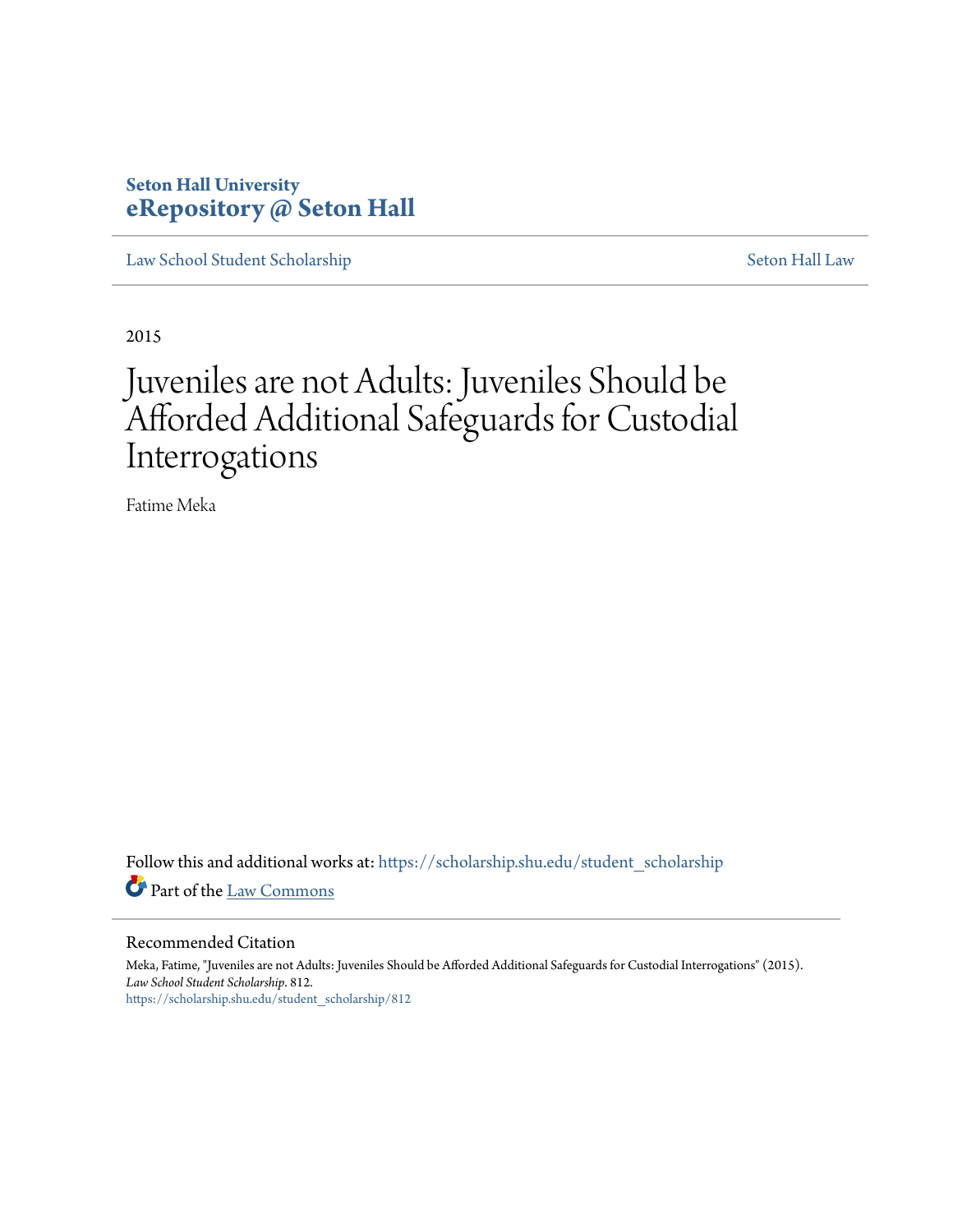Seton Hall University
**eRepository @ Seton Hall**

Law School Student Scholarship | Seton Hall Law

2015

# Juveniles are not Adults: Juveniles Should be Afforded Additional Safeguards for Custodial Interrogations

Fatime Meka

Follow this and additional works at: https://scholarship.shu.edu/student_scholarship

Part of the Law Commons

## Recommended Citation

Meka, Fatime, "Juveniles are not Adults: Juveniles Should be Afforded Additional Safeguards for Custodial Interrogations" (2015). *Law School Student Scholarship*. 812.
https://scholarship.shu.edu/student_scholarship/812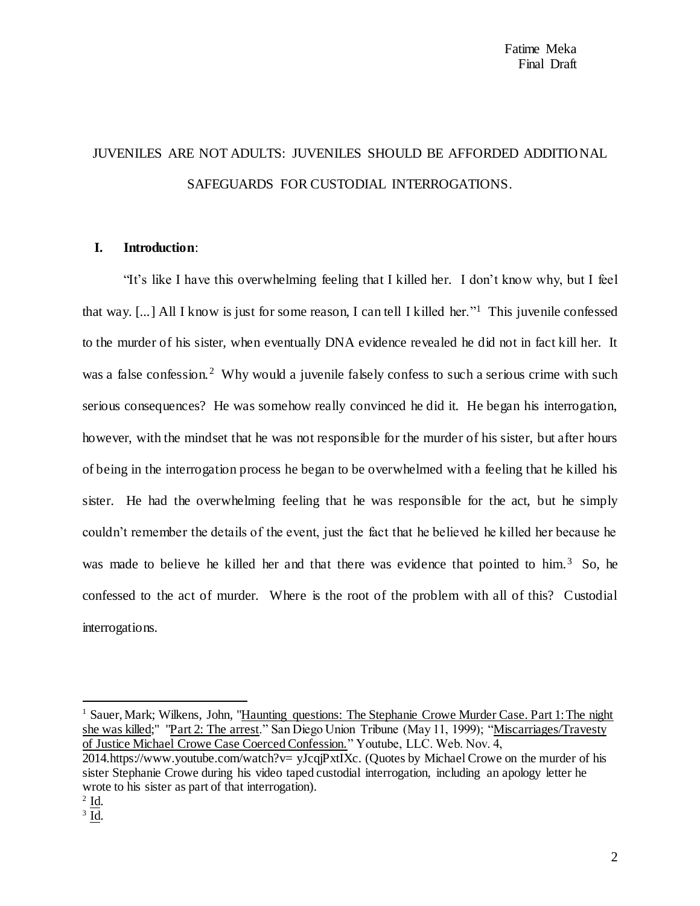Fatime Meka
Final Draft

# JUVENILES ARE NOT ADULTS: JUVENILES SHOULD BE AFFORDED ADDITIONAL SAFEGUARDS FOR CUSTODIAL INTERROGATIONS.

## I. Introduction:

"It's like I have this overwhelming feeling that I killed her. I don't know why, but I feel that way. [...] All I know is just for some reason, I can tell I killed her."[1] This juvenile confessed to the murder of his sister, when eventually DNA evidence revealed he did not in fact kill her. It was a false confession.[2] Why would a juvenile falsely confess to such a serious crime with such serious consequences? He was somehow really convinced he did it. He began his interrogation, however, with the mindset that he was not responsible for the murder of his sister, but after hours of being in the interrogation process he began to be overwhelmed with a feeling that he killed his sister. He had the overwhelming feeling that he was responsible for the act, but he simply couldn't remember the details of the event, just the fact that he believed he killed her because he was made to believe he killed her and that there was evidence that pointed to him.[3] So, he confessed to the act of murder. Where is the root of the problem with all of this? Custodial interrogations.

---

[1] Sauer, Mark; Wilkens, John, "Haunting questions: The Stephanie Crowe Murder Case. Part 1: The night she was killed;" "Part 2: The arrest." San Diego Union Tribune (May 11, 1999); "Miscarriages/Travesty of Justice Michael Crowe Case Coerced Confession." Youtube, LLC. Web. Nov. 4, 2014.https://www.youtube.com/watch?v= yJcqjPxtIXc. (Quotes by Michael Crowe on the murder of his sister Stephanie Crowe during his video taped custodial interrogation, including an apology letter he wrote to his sister as part of that interrogation).

[2] Id.

[3] Id.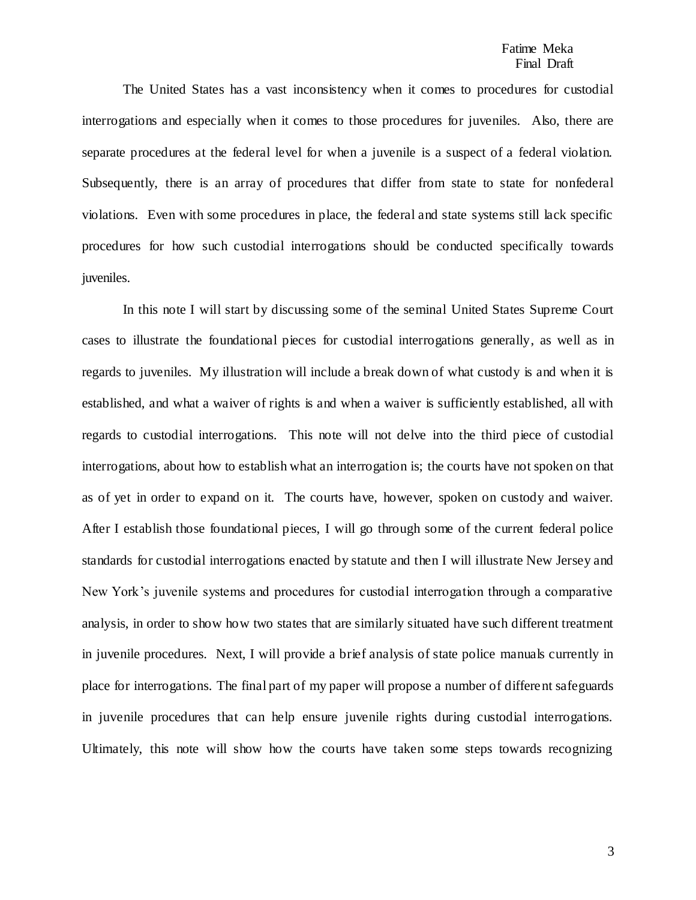The United States has a vast inconsistency when it comes to procedures for custodial interrogations and especially when it comes to those procedures for juveniles. Also, there are separate procedures at the federal level for when a juvenile is a suspect of a federal violation. Subsequently, there is an array of procedures that differ from state to state for nonfederal violations. Even with some procedures in place, the federal and state systems still lack specific procedures for how such custodial interrogations should be conducted specifically towards juveniles.

In this note I will start by discussing some of the seminal United States Supreme Court cases to illustrate the foundational pieces for custodial interrogations generally, as well as in regards to juveniles. My illustration will include a break down of what custody is and when it is established, and what a waiver of rights is and when a waiver is sufficiently established, all with regards to custodial interrogations. This note will not delve into the third piece of custodial interrogations, about how to establish what an interrogation is; the courts have not spoken on that as of yet in order to expand on it. The courts have, however, spoken on custody and waiver. After I establish those foundational pieces, I will go through some of the current federal police standards for custodial interrogations enacted by statute and then I will illustrate New Jersey and New York's juvenile systems and procedures for custodial interrogation through a comparative analysis, in order to show how two states that are similarly situated have such different treatment in juvenile procedures. Next, I will provide a brief analysis of state police manuals currently in place for interrogations. The final part of my paper will propose a number of different safeguards in juvenile procedures that can help ensure juvenile rights during custodial interrogations. Ultimately, this note will show how the courts have taken some steps towards recognizing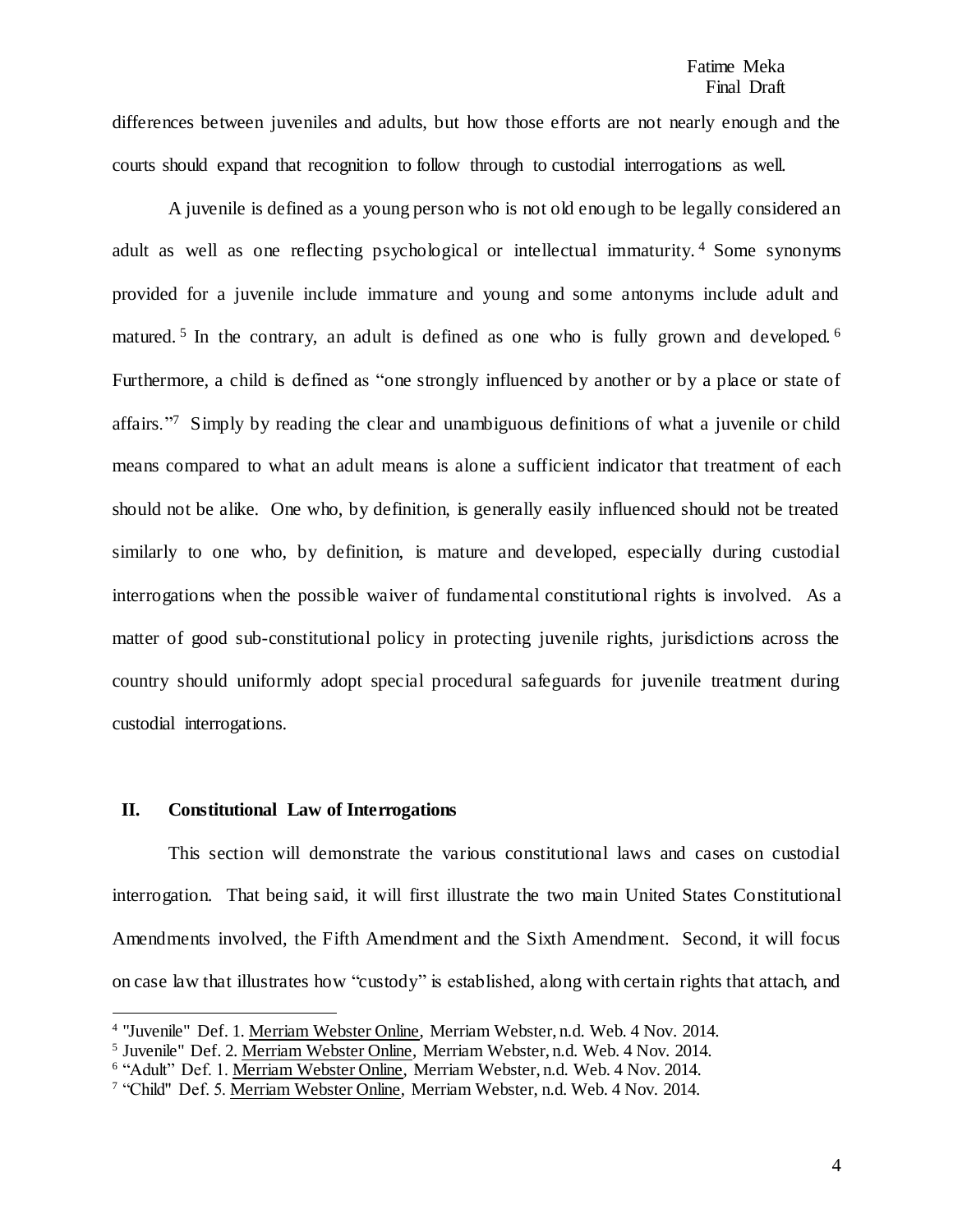differences between juveniles and adults, but how those efforts are not nearly enough and the courts should expand that recognition to follow through to custodial interrogations as well.

A juvenile is defined as a young person who is not old enough to be legally considered an adult as well as one reflecting psychological or intellectual immaturity.[4] Some synonyms provided for a juvenile include immature and young and some antonyms include adult and matured.[5] In the contrary, an adult is defined as one who is fully grown and developed.[6] Furthermore, a child is defined as "one strongly influenced by another or by a place or state of affairs."[7] Simply by reading the clear and unambiguous definitions of what a juvenile or child means compared to what an adult means is alone a sufficient indicator that treatment of each should not be alike. One who, by definition, is generally easily influenced should not be treated similarly to one who, by definition, is mature and developed, especially during custodial interrogations when the possible waiver of fundamental constitutional rights is involved. As a matter of good sub-constitutional policy in protecting juvenile rights, jurisdictions across the country should uniformly adopt special procedural safeguards for juvenile treatment during custodial interrogations.

## II. Constitutional Law of Interrogations

This section will demonstrate the various constitutional laws and cases on custodial interrogation. That being said, it will first illustrate the two main United States Constitutional Amendments involved, the Fifth Amendment and the Sixth Amendment. Second, it will focus on case law that illustrates how "custody" is established, along with certain rights that attach, and

---

[4] "Juvenile" Def. 1. Merriam Webster Online, Merriam Webster, n.d. Web. 4 Nov. 2014.

[5] Juvenile" Def. 2. Merriam Webster Online, Merriam Webster, n.d. Web. 4 Nov. 2014.

[6] "Adult" Def. 1. Merriam Webster Online, Merriam Webster, n.d. Web. 4 Nov. 2014.

[7] "Child" Def. 5. Merriam Webster Online, Merriam Webster, n.d. Web. 4 Nov. 2014.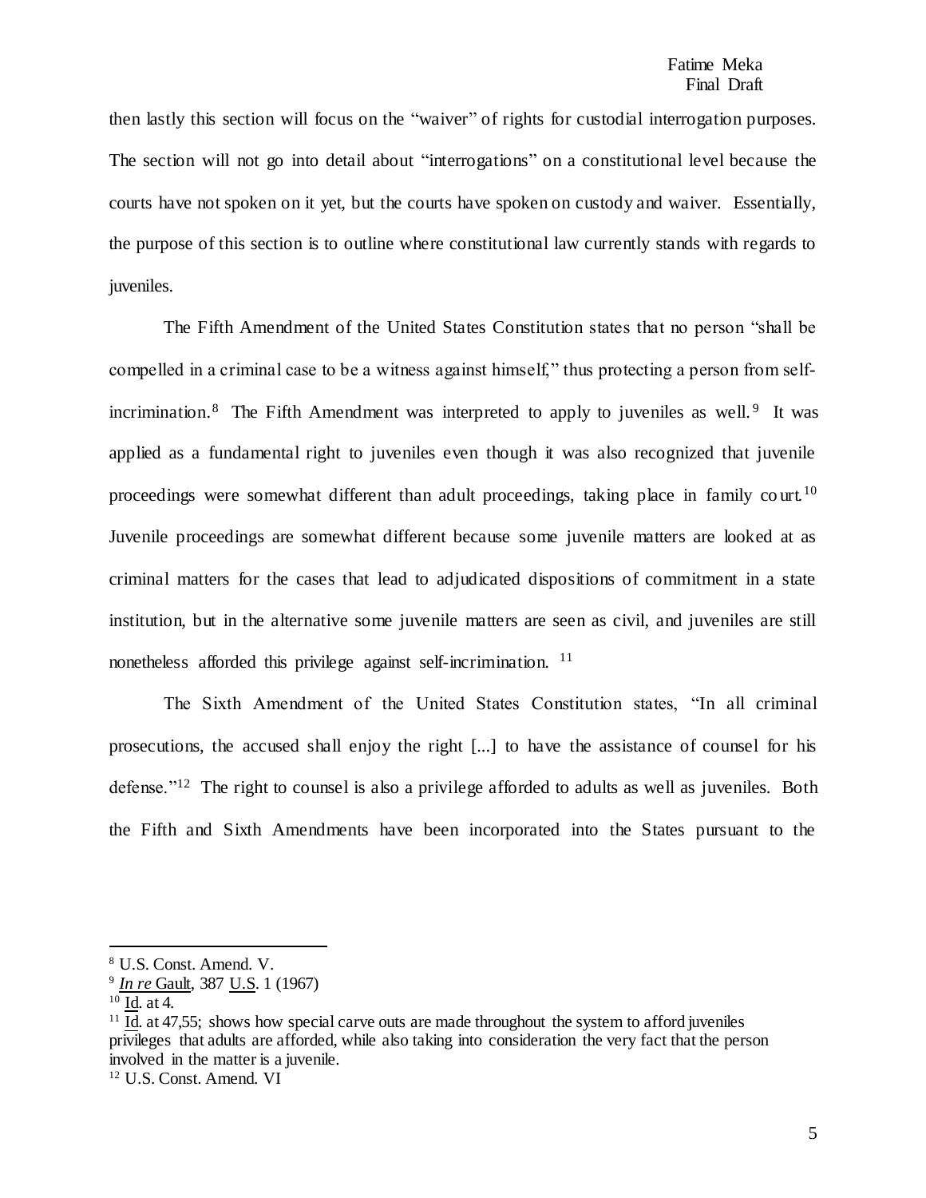then lastly this section will focus on the "waiver" of rights for custodial interrogation purposes. The section will not go into detail about "interrogations" on a constitutional level because the courts have not spoken on it yet, but the courts have spoken on custody and waiver. Essentially, the purpose of this section is to outline where constitutional law currently stands with regards to juveniles.

The Fifth Amendment of the United States Constitution states that no person "shall be compelled in a criminal case to be a witness against himself," thus protecting a person from self-incrimination.[8] The Fifth Amendment was interpreted to apply to juveniles as well.[9] It was applied as a fundamental right to juveniles even though it was also recognized that juvenile proceedings were somewhat different than adult proceedings, taking place in family court.[10] Juvenile proceedings are somewhat different because some juvenile matters are looked at as criminal matters for the cases that lead to adjudicated dispositions of commitment in a state institution, but in the alternative some juvenile matters are seen as civil, and juveniles are still nonetheless afforded this privilege against self-incrimination. [11]

The Sixth Amendment of the United States Constitution states, "In all criminal prosecutions, the accused shall enjoy the right [...] to have the assistance of counsel for his defense."[12] The right to counsel is also a privilege afforded to adults as well as juveniles. Both the Fifth and Sixth Amendments have been incorporated into the States pursuant to the

---

[8] U.S. Const. Amend. V.

[9] *In re* Gault, 387 U.S. 1 (1967)

[10] Id. at 4.

[11] Id. at 47,55; shows how special carve outs are made throughout the system to afford juveniles privileges that adults are afforded, while also taking into consideration the very fact that the person involved in the matter is a juvenile.

[12] U.S. Const. Amend. VI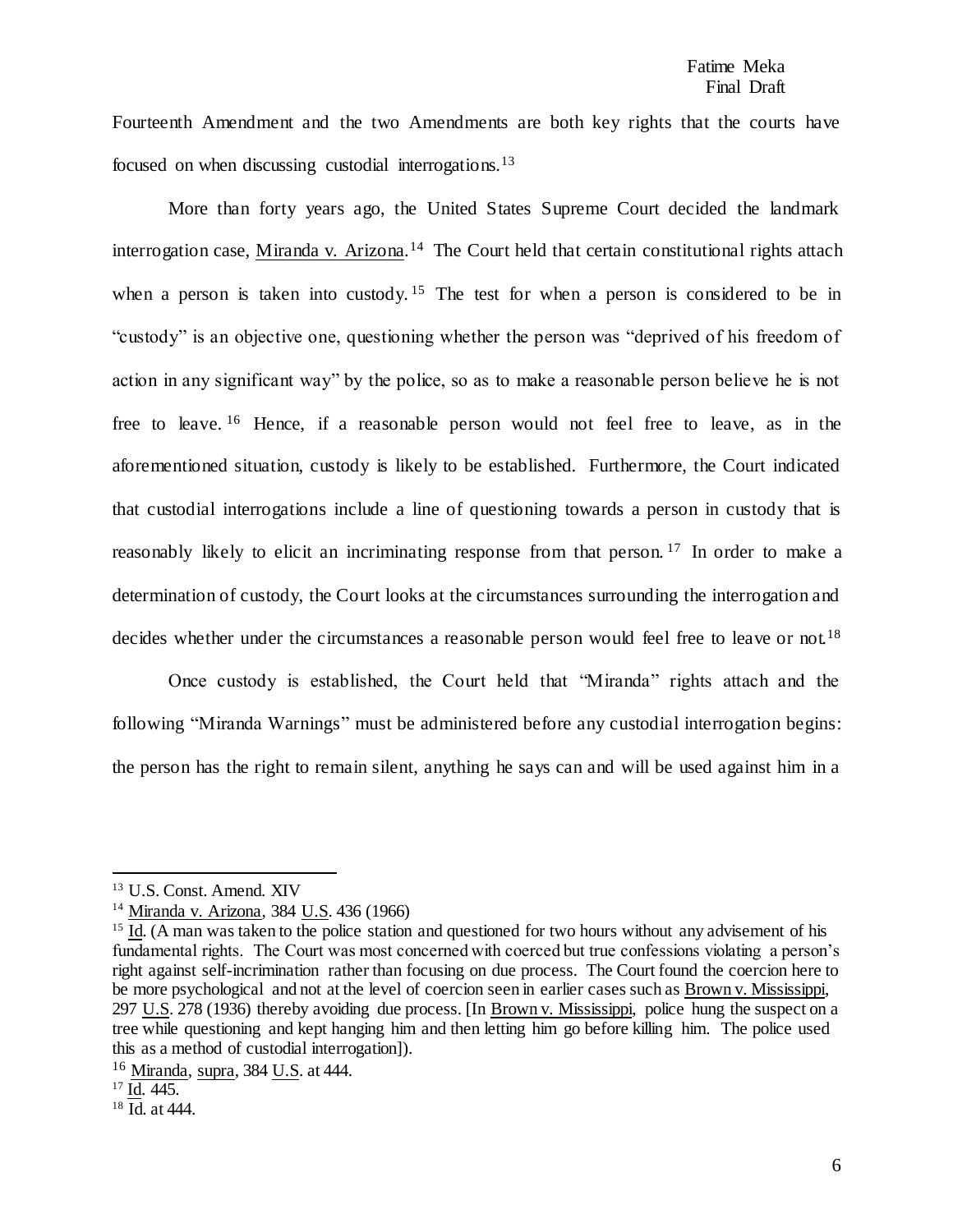Fourteenth Amendment and the two Amendments are both key rights that the courts have focused on when discussing custodial interrogations.[13]

More than forty years ago, the United States Supreme Court decided the landmark interrogation case, Miranda v. Arizona.[14] The Court held that certain constitutional rights attach when a person is taken into custody.[15] The test for when a person is considered to be in "custody" is an objective one, questioning whether the person was "deprived of his freedom of action in any significant way" by the police, so as to make a reasonable person believe he is not free to leave.[16] Hence, if a reasonable person would not feel free to leave, as in the aforementioned situation, custody is likely to be established. Furthermore, the Court indicated that custodial interrogations include a line of questioning towards a person in custody that is reasonably likely to elicit an incriminating response from that person.[17] In order to make a determination of custody, the Court looks at the circumstances surrounding the interrogation and decides whether under the circumstances a reasonable person would feel free to leave or not.[18]

Once custody is established, the Court held that "Miranda" rights attach and the following "Miranda Warnings" must be administered before any custodial interrogation begins: the person has the right to remain silent, anything he says can and will be used against him in a

---

[13] U.S. Const. Amend. XIV

[14] Miranda v. Arizona, 384 U.S. 436 (1966)

[15] Id. (A man was taken to the police station and questioned for two hours without any advisement of his fundamental rights. The Court was most concerned with coerced but true confessions violating a person's right against self-incrimination rather than focusing on due process. The Court found the coercion here to be more psychological and not at the level of coercion seen in earlier cases such as Brown v. Mississippi, 297 U.S. 278 (1936) thereby avoiding due process. [In Brown v. Mississippi, police hung the suspect on a tree while questioning and kept hanging him and then letting him go before killing him. The police used this as a method of custodial interrogation]).

[16] Miranda, supra, 384 U.S. at 444.

[17] Id. 445.

[18] Id. at 444.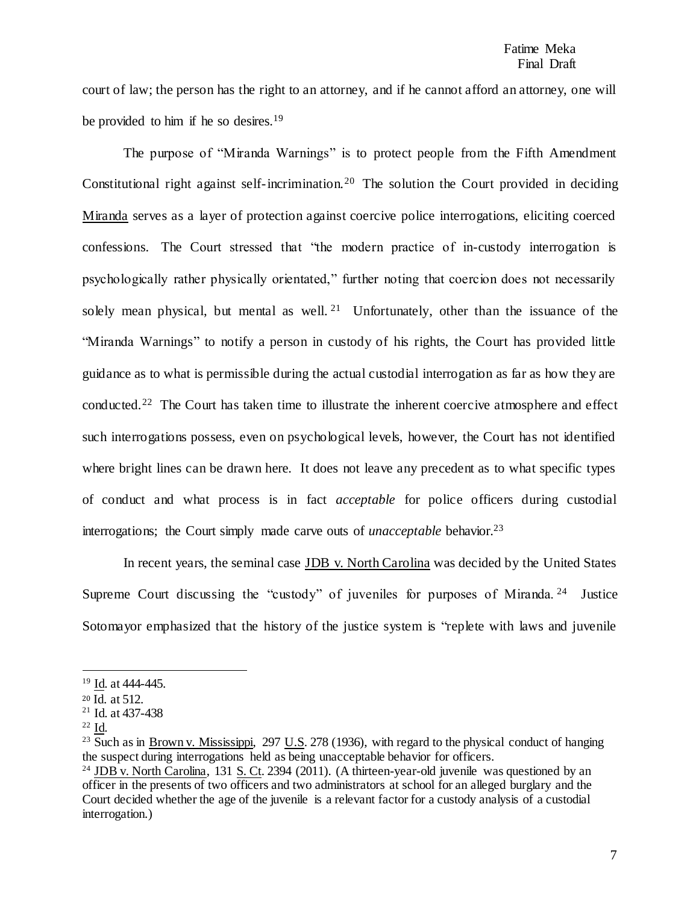court of law; the person has the right to an attorney, and if he cannot afford an attorney, one will be provided to him if he so desires.[19]

The purpose of "Miranda Warnings" is to protect people from the Fifth Amendment Constitutional right against self-incrimination.[20] The solution the Court provided in deciding Miranda serves as a layer of protection against coercive police interrogations, eliciting coerced confessions. The Court stressed that "the modern practice of in-custody interrogation is psychologically rather physically orientated," further noting that coercion does not necessarily solely mean physical, but mental as well.[21] Unfortunately, other than the issuance of the "Miranda Warnings" to notify a person in custody of his rights, the Court has provided little guidance as to what is permissible during the actual custodial interrogation as far as how they are conducted.[22] The Court has taken time to illustrate the inherent coercive atmosphere and effect such interrogations possess, even on psychological levels, however, the Court has not identified where bright lines can be drawn here. It does not leave any precedent as to what specific types of conduct and what process is in fact *acceptable* for police officers during custodial interrogations; the Court simply made carve outs of *unacceptable* behavior.[23]

In recent years, the seminal case JDB v. North Carolina was decided by the United States Supreme Court discussing the "custody" of juveniles for purposes of Miranda.[24] Justice Sotomayor emphasized that the history of the justice system is "replete with laws and juvenile

---

[19] Id. at 444-445.

[20] Id. at 512.

[21] Id. at 437-438

[22] Id.

[23] Such as in Brown v. Mississippi, 297 U.S. 278 (1936), with regard to the physical conduct of hanging the suspect during interrogations held as being unacceptable behavior for officers.

[24] JDB v. North Carolina, 131 S. Ct. 2394 (2011). (A thirteen-year-old juvenile was questioned by an officer in the presents of two officers and two administrators at school for an alleged burglary and the Court decided whether the age of the juvenile is a relevant factor for a custody analysis of a custodial interrogation.)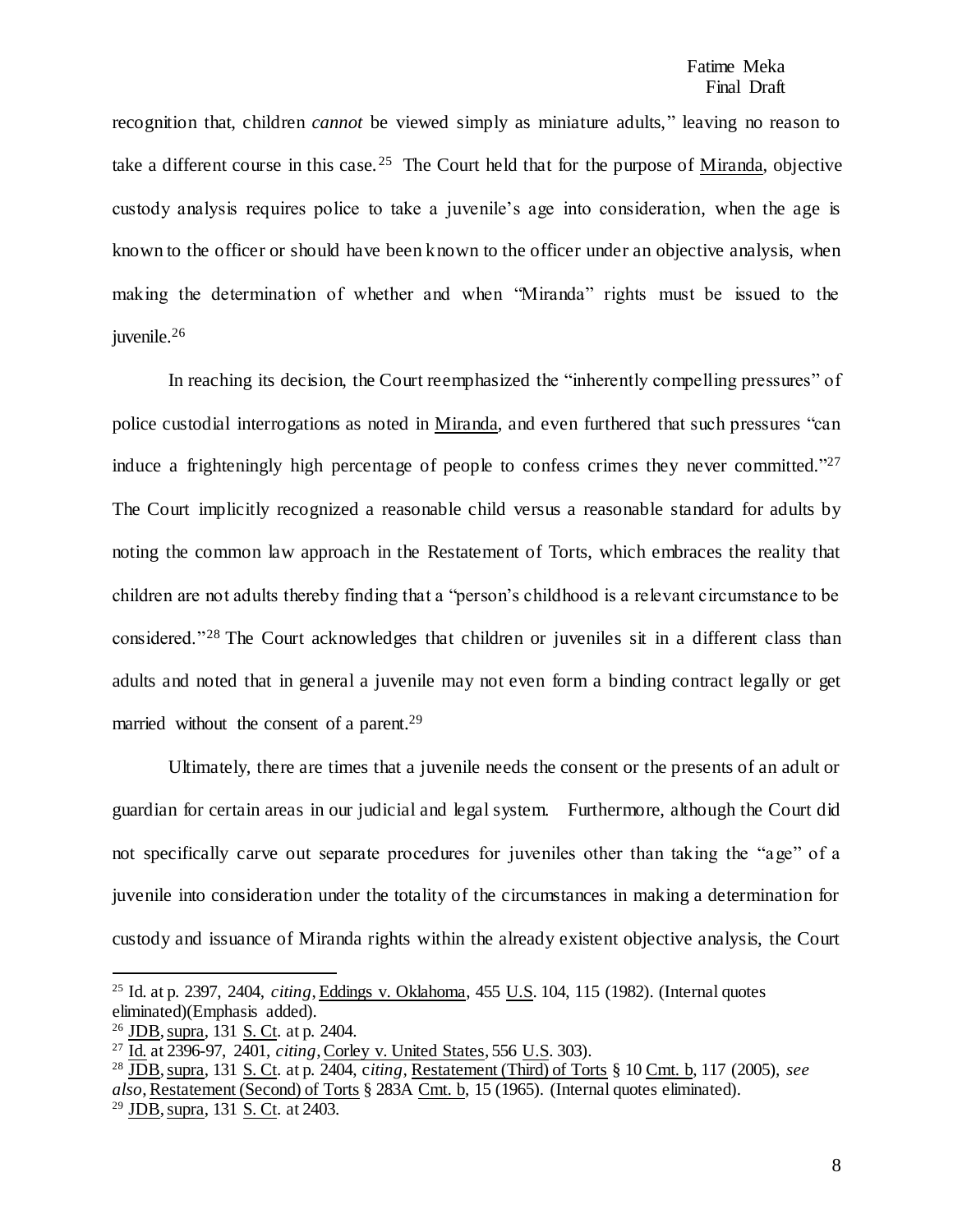recognition that, children *cannot* be viewed simply as miniature adults," leaving no reason to take a different course in this case.[25] The Court held that for the purpose of Miranda, objective custody analysis requires police to take a juvenile's age into consideration, when the age is known to the officer or should have been known to the officer under an objective analysis, when making the determination of whether and when "Miranda" rights must be issued to the juvenile.[26]

In reaching its decision, the Court reemphasized the "inherently compelling pressures" of police custodial interrogations as noted in Miranda, and even furthered that such pressures "can induce a frighteningly high percentage of people to confess crimes they never committed."[27] The Court implicitly recognized a reasonable child versus a reasonable standard for adults by noting the common law approach in the Restatement of Torts, which embraces the reality that children are not adults thereby finding that a "person's childhood is a relevant circumstance to be considered."[28] The Court acknowledges that children or juveniles sit in a different class than adults and noted that in general a juvenile may not even form a binding contract legally or get married without the consent of a parent.[29]

Ultimately, there are times that a juvenile needs the consent or the presents of an adult or guardian for certain areas in our judicial and legal system. Furthermore, although the Court did not specifically carve out separate procedures for juveniles other than taking the "age" of a juvenile into consideration under the totality of the circumstances in making a determination for custody and issuance of Miranda rights within the already existent objective analysis, the Court

---

[25] Id. at p. 2397, 2404, *citing*, Eddings v. Oklahoma, 455 U.S. 104, 115 (1982). (Internal quotes eliminated)(Emphasis added).

[26] JDB, supra, 131 S. Ct. at p. 2404.

[27] Id. at 2396-97, 2401, *citing*, Corley v. United States, 556 U.S. 303).

[28] JDB, supra, 131 S. Ct. at p. 2404, c*iting*, Restatement (Third) of Torts § 10 Cmt. b, 117 (2005), *see also*, Restatement (Second) of Torts § 283A Cmt. b, 15 (1965). (Internal quotes eliminated).

[29] JDB, supra, 131 S. Ct. at 2403.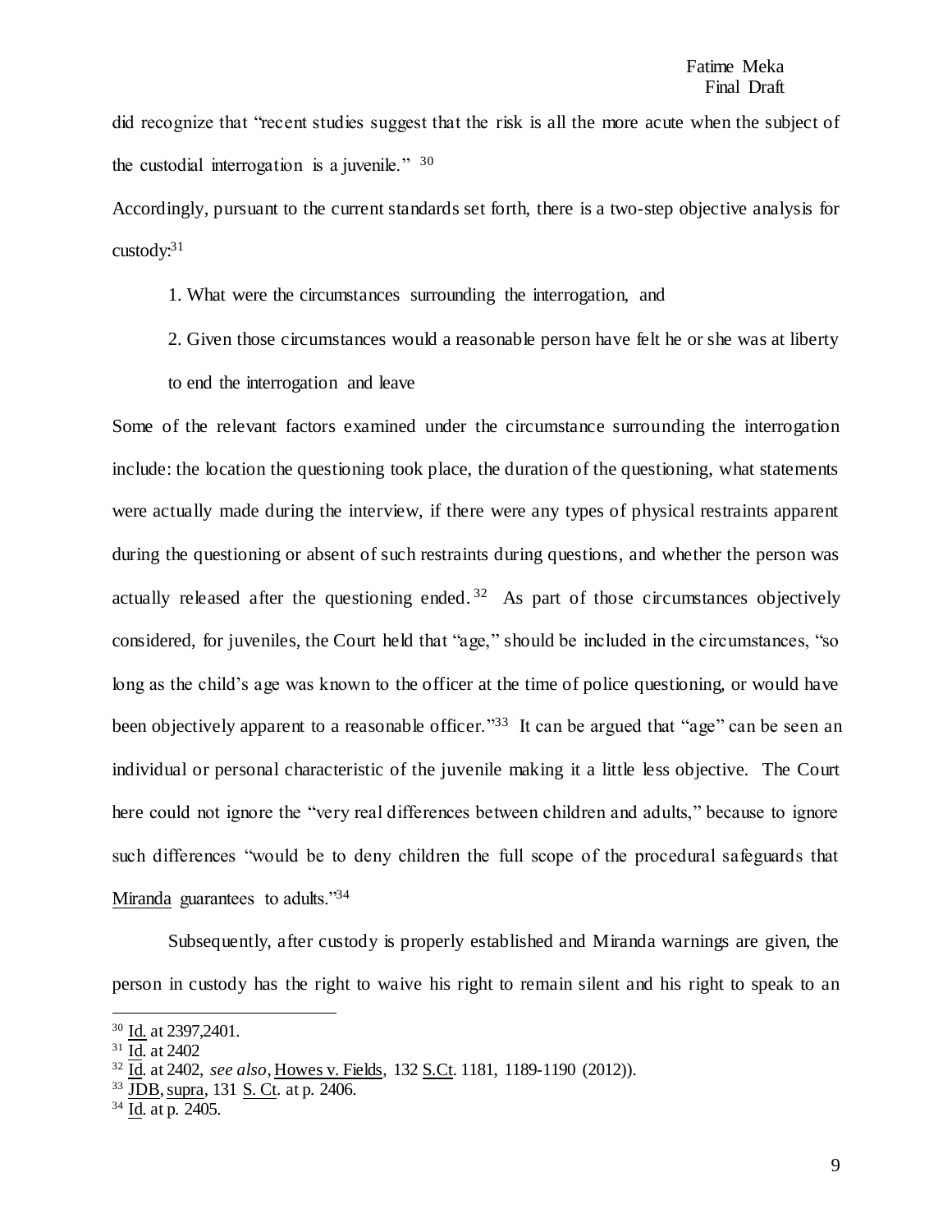did recognize that "recent studies suggest that the risk is all the more acute when the subject of the custodial interrogation is a juvenile." [30]

Accordingly, pursuant to the current standards set forth, there is a two-step objective analysis for custody:[31]

1. What were the circumstances surrounding the interrogation, and

2. Given those circumstances would a reasonable person have felt he or she was at liberty to end the interrogation and leave

Some of the relevant factors examined under the circumstance surrounding the interrogation include: the location the questioning took place, the duration of the questioning, what statements were actually made during the interview, if there were any types of physical restraints apparent during the questioning or absent of such restraints during questions, and whether the person was actually released after the questioning ended.[32] As part of those circumstances objectively considered, for juveniles, the Court held that "age," should be included in the circumstances, "so long as the child's age was known to the officer at the time of police questioning, or would have been objectively apparent to a reasonable officer."[33] It can be argued that "age" can be seen an individual or personal characteristic of the juvenile making it a little less objective. The Court here could not ignore the "very real differences between children and adults," because to ignore such differences "would be to deny children the full scope of the procedural safeguards that Miranda guarantees to adults."[34]

Subsequently, after custody is properly established and Miranda warnings are given, the person in custody has the right to waive his right to remain silent and his right to speak to an

---

[30] Id. at 2397,2401.

[31] Id. at 2402

[32] Id. at 2402, *see also*, Howes v. Fields, 132 S.Ct. 1181, 1189-1190 (2012)).

[33] JDB, supra, 131 S. Ct. at p. 2406.

[34] Id. at p. 2405.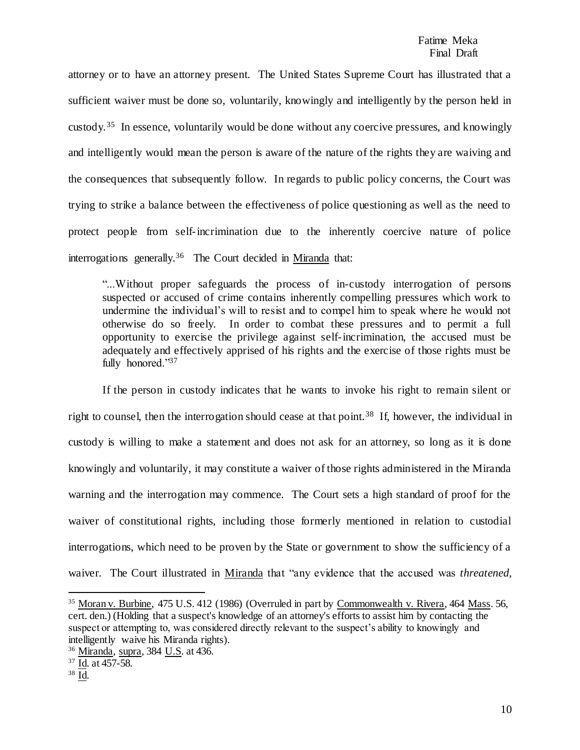attorney or to have an attorney present. The United States Supreme Court has illustrated that a sufficient waiver must be done so, voluntarily, knowingly and intelligently by the person held in custody.[35] In essence, voluntarily would be done without any coercive pressures, and knowingly and intelligently would mean the person is aware of the nature of the rights they are waiving and the consequences that subsequently follow. In regards to public policy concerns, the Court was trying to strike a balance between the effectiveness of police questioning as well as the need to protect people from self-incrimination due to the inherently coercive nature of police interrogations generally.[36] The Court decided in Miranda that:

> "...Without proper safeguards the process of in-custody interrogation of persons suspected or accused of crime contains inherently compelling pressures which work to undermine the individual's will to resist and to compel him to speak where he would not otherwise do so freely. In order to combat these pressures and to permit a full opportunity to exercise the privilege against self-incrimination, the accused must be adequately and effectively apprised of his rights and the exercise of those rights must be fully honored."[37]

If the person in custody indicates that he wants to invoke his right to remain silent or right to counsel, then the interrogation should cease at that point.[38] If, however, the individual in custody is willing to make a statement and does not ask for an attorney, so long as it is done knowingly and voluntarily, it may constitute a waiver of those rights administered in the Miranda warning and the interrogation may commence. The Court sets a high standard of proof for the waiver of constitutional rights, including those formerly mentioned in relation to custodial interrogations, which need to be proven by the State or government to show the sufficiency of a waiver. The Court illustrated in Miranda that "any evidence that the accused was *threatened,*

---

[35] Moran v. Burbine, 475 U.S. 412 (1986) (Overruled in part by Commonwealth v. Rivera, 464 Mass. 56, cert. den.) (Holding that a suspect's knowledge of an attorney's efforts to assist him by contacting the suspect or attempting to, was considered directly relevant to the suspect's ability to knowingly and intelligently waive his Miranda rights).

[36] Miranda, supra, 384 U.S. at 436.

[37] Id. at 457-58.

[38] Id.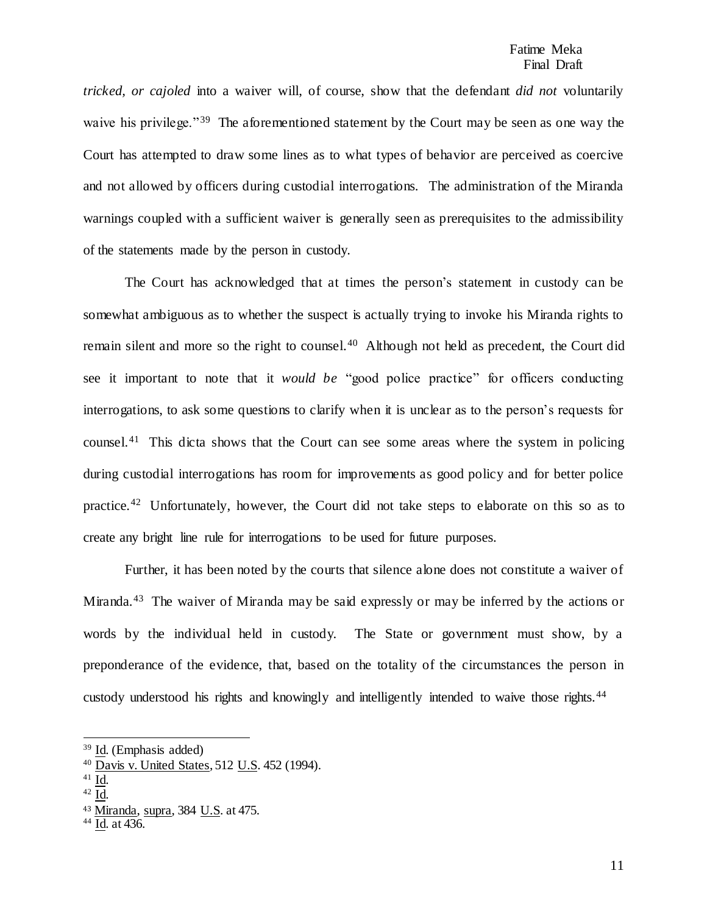*tricked, or cajoled* into a waiver will, of course, show that the defendant *did not* voluntarily waive his privilege."[39] The aforementioned statement by the Court may be seen as one way the Court has attempted to draw some lines as to what types of behavior are perceived as coercive and not allowed by officers during custodial interrogations. The administration of the Miranda warnings coupled with a sufficient waiver is generally seen as prerequisites to the admissibility of the statements made by the person in custody.

The Court has acknowledged that at times the person's statement in custody can be somewhat ambiguous as to whether the suspect is actually trying to invoke his Miranda rights to remain silent and more so the right to counsel.[40] Although not held as precedent, the Court did see it important to note that it *would be* "good police practice" for officers conducting interrogations, to ask some questions to clarify when it is unclear as to the person's requests for counsel.[41] This dicta shows that the Court can see some areas where the system in policing during custodial interrogations has room for improvements as good policy and for better police practice.[42] Unfortunately, however, the Court did not take steps to elaborate on this so as to create any bright line rule for interrogations to be used for future purposes.

Further, it has been noted by the courts that silence alone does not constitute a waiver of Miranda.[43] The waiver of Miranda may be said expressly or may be inferred by the actions or words by the individual held in custody. The State or government must show, by a preponderance of the evidence, that, based on the totality of the circumstances the person in custody understood his rights and knowingly and intelligently intended to waive those rights.[44]

---

[39] Id. (Emphasis added)

[40] Davis v. United States, 512 U.S. 452 (1994).

[41] Id.

[42] Id.

[43] Miranda, supra, 384 U.S. at 475.

[44] Id. at 436.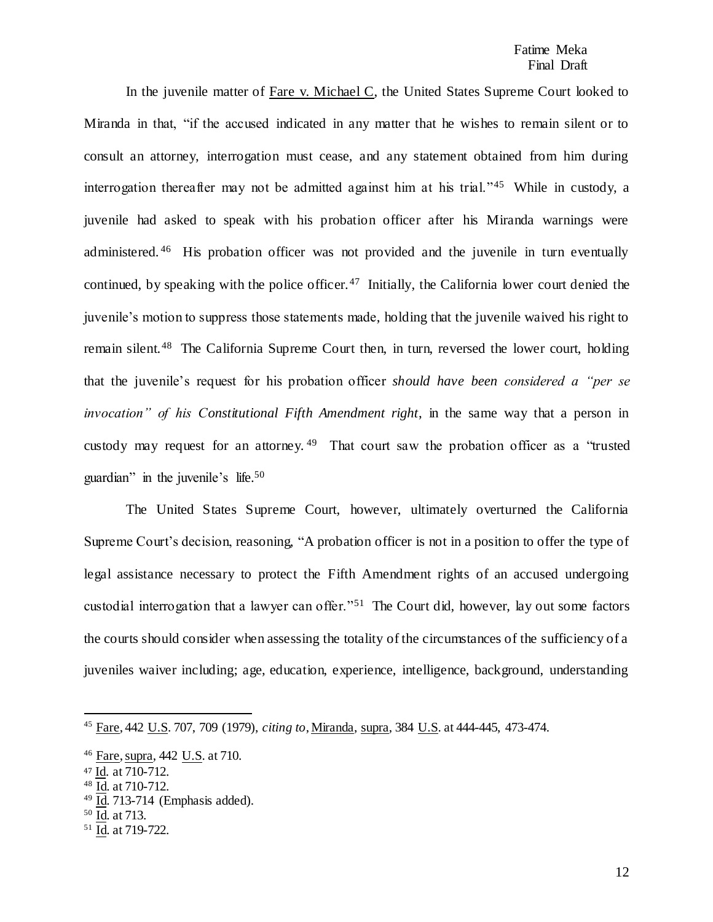In the juvenile matter of Fare v. Michael C, the United States Supreme Court looked to Miranda in that, "if the accused indicated in any matter that he wishes to remain silent or to consult an attorney, interrogation must cease, and any statement obtained from him during interrogation thereafter may not be admitted against him at his trial."[45] While in custody, a juvenile had asked to speak with his probation officer after his Miranda warnings were administered.[46] His probation officer was not provided and the juvenile in turn eventually continued, by speaking with the police officer.[47] Initially, the California lower court denied the juvenile's motion to suppress those statements made, holding that the juvenile waived his right to remain silent.[48] The California Supreme Court then, in turn, reversed the lower court, holding that the juvenile's request for his probation officer *should have been considered a "per se invocation" of his Constitutional Fifth Amendment right*, in the same way that a person in custody may request for an attorney.[49] That court saw the probation officer as a "trusted guardian" in the juvenile's life.[50]

The United States Supreme Court, however, ultimately overturned the California Supreme Court's decision, reasoning, "A probation officer is not in a position to offer the type of legal assistance necessary to protect the Fifth Amendment rights of an accused undergoing custodial interrogation that a lawyer can offer."[51] The Court did, however, lay out some factors the courts should consider when assessing the totality of the circumstances of the sufficiency of a juveniles waiver including; age, education, experience, intelligence, background, understanding

---

[45] Fare, 442 U.S. 707, 709 (1979), *citing to*, Miranda, supra, 384 U.S. at 444-445, 473-474.

[46] Fare, supra, 442 U.S. at 710.

[47] Id. at 710-712.

[48] Id. at 710-712.

[49] Id. 713-714 (Emphasis added).

[50] Id. at 713.

[51] Id. at 719-722.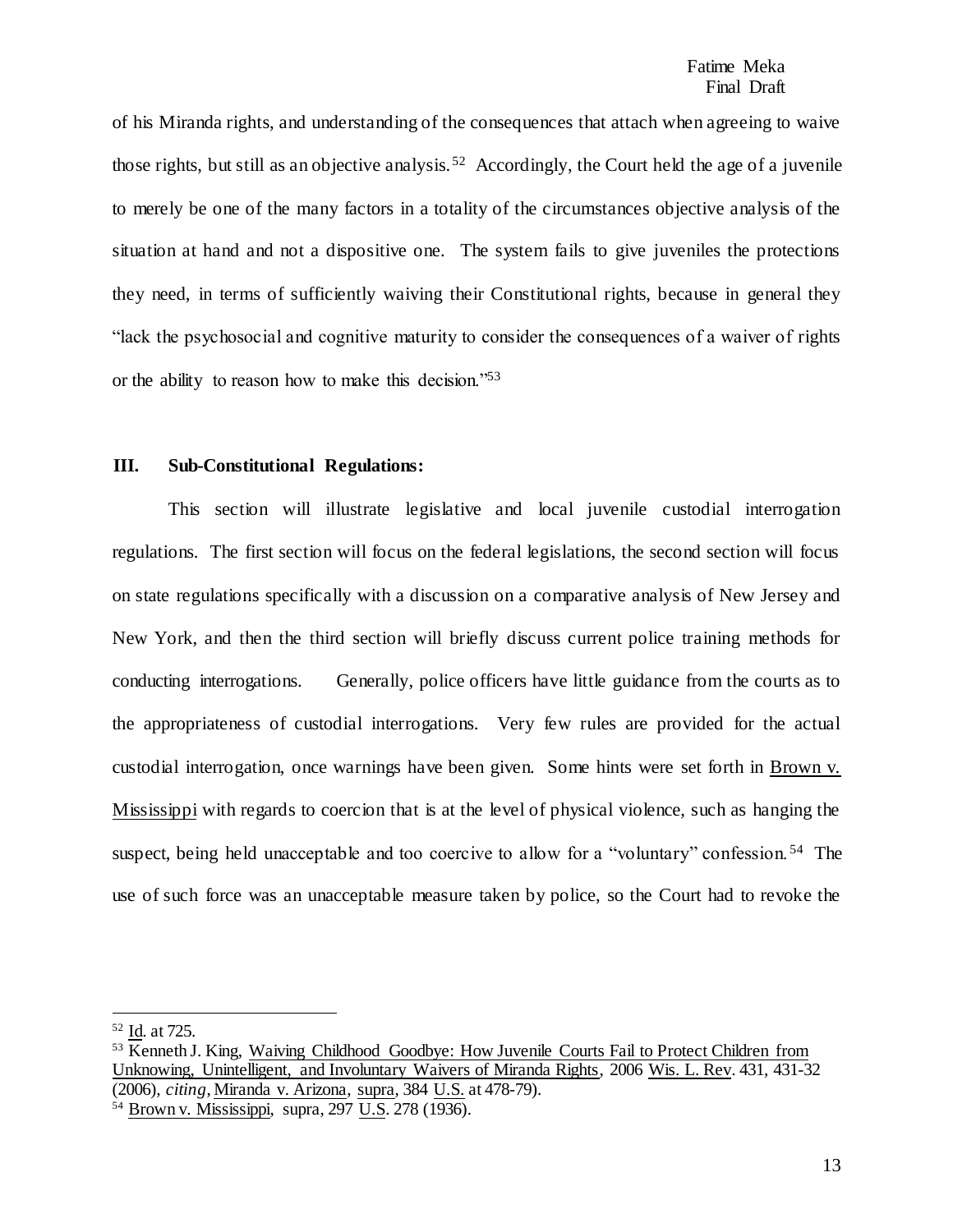of his Miranda rights, and understanding of the consequences that attach when agreeing to waive those rights, but still as an objective analysis.[52] Accordingly, the Court held the age of a juvenile to merely be one of the many factors in a totality of the circumstances objective analysis of the situation at hand and not a dispositive one. The system fails to give juveniles the protections they need, in terms of sufficiently waiving their Constitutional rights, because in general they "lack the psychosocial and cognitive maturity to consider the consequences of a waiver of rights or the ability to reason how to make this decision."[53]

## III. Sub-Constitutional Regulations:

This section will illustrate legislative and local juvenile custodial interrogation regulations. The first section will focus on the federal legislations, the second section will focus on state regulations specifically with a discussion on a comparative analysis of New Jersey and New York, and then the third section will briefly discuss current police training methods for conducting interrogations. Generally, police officers have little guidance from the courts as to the appropriateness of custodial interrogations. Very few rules are provided for the actual custodial interrogation, once warnings have been given. Some hints were set forth in Brown v. Mississippi with regards to coercion that is at the level of physical violence, such as hanging the suspect, being held unacceptable and too coercive to allow for a "voluntary" confession.[54] The use of such force was an unacceptable measure taken by police, so the Court had to revoke the

---

[52] Id. at 725.

[53] Kenneth J. King, Waiving Childhood Goodbye: How Juvenile Courts Fail to Protect Children from Unknowing, Unintelligent, and Involuntary Waivers of Miranda Rights, 2006 Wis. L. Rev. 431, 431-32 (2006), *citing*, Miranda v. Arizona, supra, 384 U.S. at 478-79).

[54] Brown v. Mississippi, supra, 297 U.S. 278 (1936).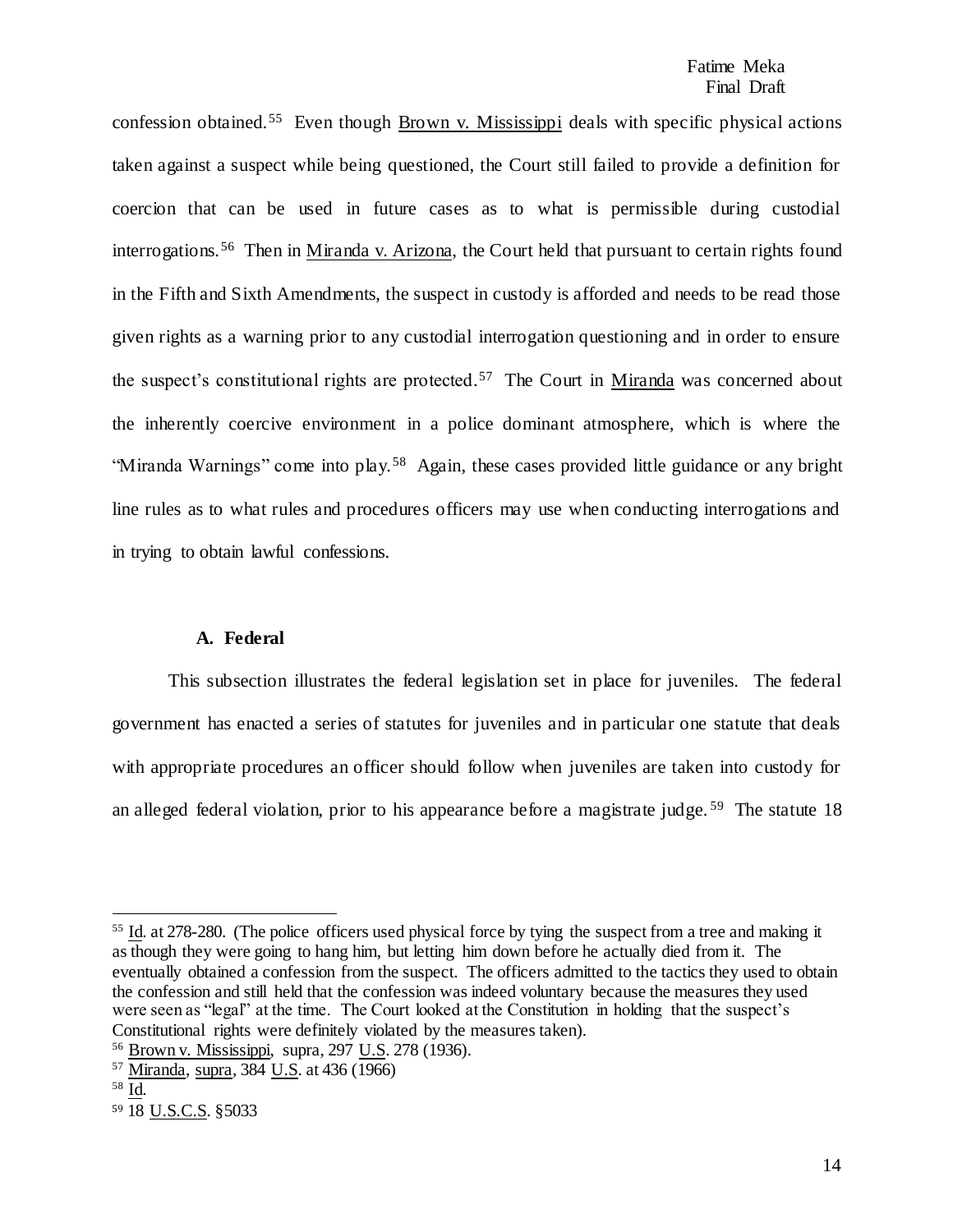confession obtained.[55] Even though Brown v. Mississippi deals with specific physical actions taken against a suspect while being questioned, the Court still failed to provide a definition for coercion that can be used in future cases as to what is permissible during custodial interrogations.[56] Then in Miranda v. Arizona, the Court held that pursuant to certain rights found in the Fifth and Sixth Amendments, the suspect in custody is afforded and needs to be read those given rights as a warning prior to any custodial interrogation questioning and in order to ensure the suspect's constitutional rights are protected.[57] The Court in Miranda was concerned about the inherently coercive environment in a police dominant atmosphere, which is where the "Miranda Warnings" come into play.[58] Again, these cases provided little guidance or any bright line rules as to what rules and procedures officers may use when conducting interrogations and in trying to obtain lawful confessions.

### A. Federal

This subsection illustrates the federal legislation set in place for juveniles. The federal government has enacted a series of statutes for juveniles and in particular one statute that deals with appropriate procedures an officer should follow when juveniles are taken into custody for an alleged federal violation, prior to his appearance before a magistrate judge.[59] The statute 18

---

[55] Id. at 278-280. (The police officers used physical force by tying the suspect from a tree and making it as though they were going to hang him, but letting him down before he actually died from it. The eventually obtained a confession from the suspect. The officers admitted to the tactics they used to obtain the confession and still held that the confession was indeed voluntary because the measures they used were seen as "legal" at the time. The Court looked at the Constitution in holding that the suspect's Constitutional rights were definitely violated by the measures taken).

[56] Brown v. Mississippi, supra, 297 U.S. 278 (1936).

[57] Miranda, supra, 384 U.S. at 436 (1966)

[58] Id.

[59] 18 U.S.C.S. §5033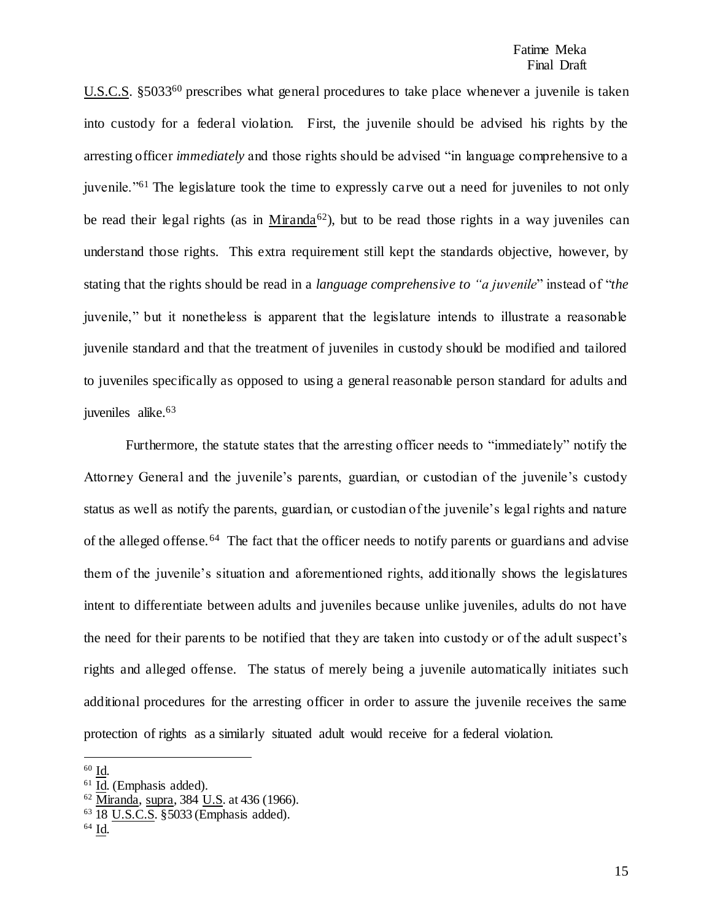U.S.C.S. §5033[60] prescribes what general procedures to take place whenever a juvenile is taken into custody for a federal violation. First, the juvenile should be advised his rights by the arresting officer *immediately* and those rights should be advised "in language comprehensive to a juvenile."[61] The legislature took the time to expressly carve out a need for juveniles to not only be read their legal rights (as in Miranda[62]), but to be read those rights in a way juveniles can understand those rights. This extra requirement still kept the standards objective, however, by stating that the rights should be read in a *language comprehensive to "a juvenile*" instead of "*the* juvenile," but it nonetheless is apparent that the legislature intends to illustrate a reasonable juvenile standard and that the treatment of juveniles in custody should be modified and tailored to juveniles specifically as opposed to using a general reasonable person standard for adults and juveniles alike.[63]

Furthermore, the statute states that the arresting officer needs to "immediately" notify the Attorney General and the juvenile's parents, guardian, or custodian of the juvenile's custody status as well as notify the parents, guardian, or custodian of the juvenile's legal rights and nature of the alleged offense.[64] The fact that the officer needs to notify parents or guardians and advise them of the juvenile's situation and aforementioned rights, additionally shows the legislatures intent to differentiate between adults and juveniles because unlike juveniles, adults do not have the need for their parents to be notified that they are taken into custody or of the adult suspect's rights and alleged offense. The status of merely being a juvenile automatically initiates such additional procedures for the arresting officer in order to assure the juvenile receives the same protection of rights as a similarly situated adult would receive for a federal violation.

---

[60] Id.

[61] Id. (Emphasis added).

[62] Miranda, supra, 384 U.S. at 436 (1966).

[63] 18 U.S.C.S. §5033 (Emphasis added).

[64] Id.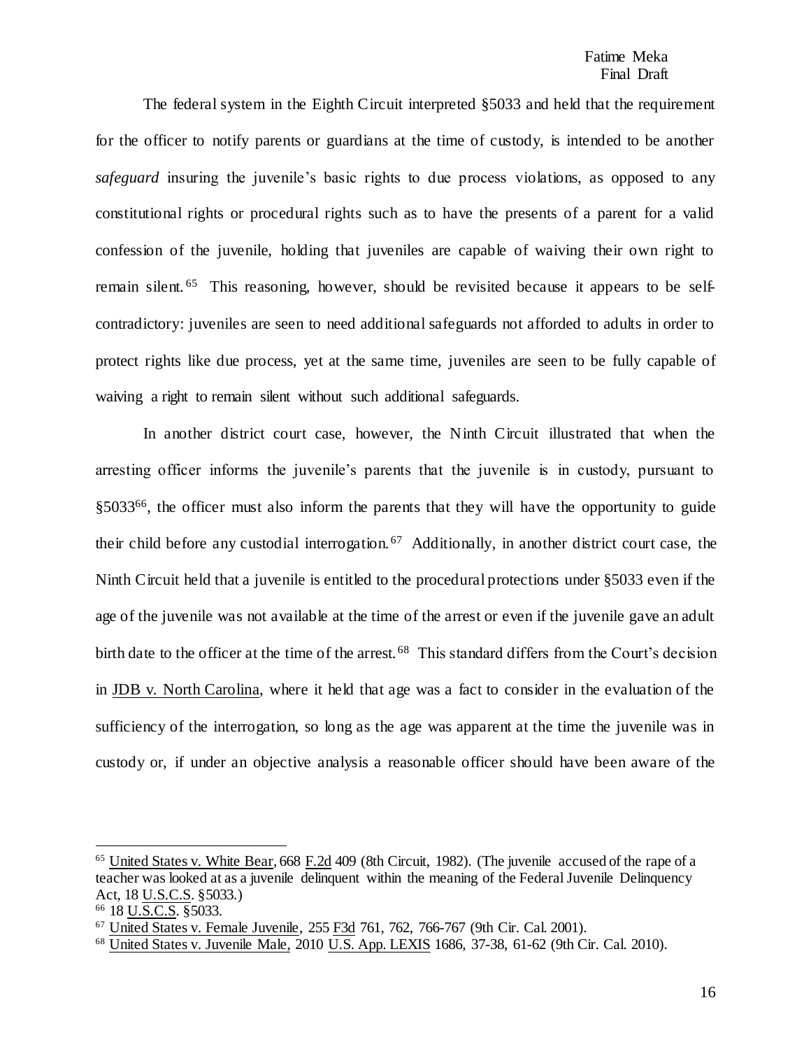The federal system in the Eighth Circuit interpreted §5033 and held that the requirement for the officer to notify parents or guardians at the time of custody, is intended to be another *safeguard* insuring the juvenile's basic rights to due process violations, as opposed to any constitutional rights or procedural rights such as to have the presents of a parent for a valid confession of the juvenile, holding that juveniles are capable of waiving their own right to remain silent.[65] This reasoning, however, should be revisited because it appears to be self-contradictory: juveniles are seen to need additional safeguards not afforded to adults in order to protect rights like due process, yet at the same time, juveniles are seen to be fully capable of waiving a right to remain silent without such additional safeguards.

In another district court case, however, the Ninth Circuit illustrated that when the arresting officer informs the juvenile's parents that the juvenile is in custody, pursuant to §5033[66], the officer must also inform the parents that they will have the opportunity to guide their child before any custodial interrogation.[67] Additionally, in another district court case, the Ninth Circuit held that a juvenile is entitled to the procedural protections under §5033 even if the age of the juvenile was not available at the time of the arrest or even if the juvenile gave an adult birth date to the officer at the time of the arrest.[68] This standard differs from the Court's decision in JDB v. North Carolina, where it held that age was a fact to consider in the evaluation of the sufficiency of the interrogation, so long as the age was apparent at the time the juvenile was in custody or, if under an objective analysis a reasonable officer should have been aware of the

---

[65] United States v. White Bear, 668 F.2d 409 (8th Circuit, 1982). (The juvenile accused of the rape of a teacher was looked at as a juvenile delinquent within the meaning of the Federal Juvenile Delinquency Act, 18 U.S.C.S. §5033.)

[66] 18 U.S.C.S. §5033.

[67] United States v. Female Juvenile, 255 F3d 761, 762, 766-767 (9th Cir. Cal. 2001).

[68] United States v. Juvenile Male, 2010 U.S. App. LEXIS 1686, 37-38, 61-62 (9th Cir. Cal. 2010).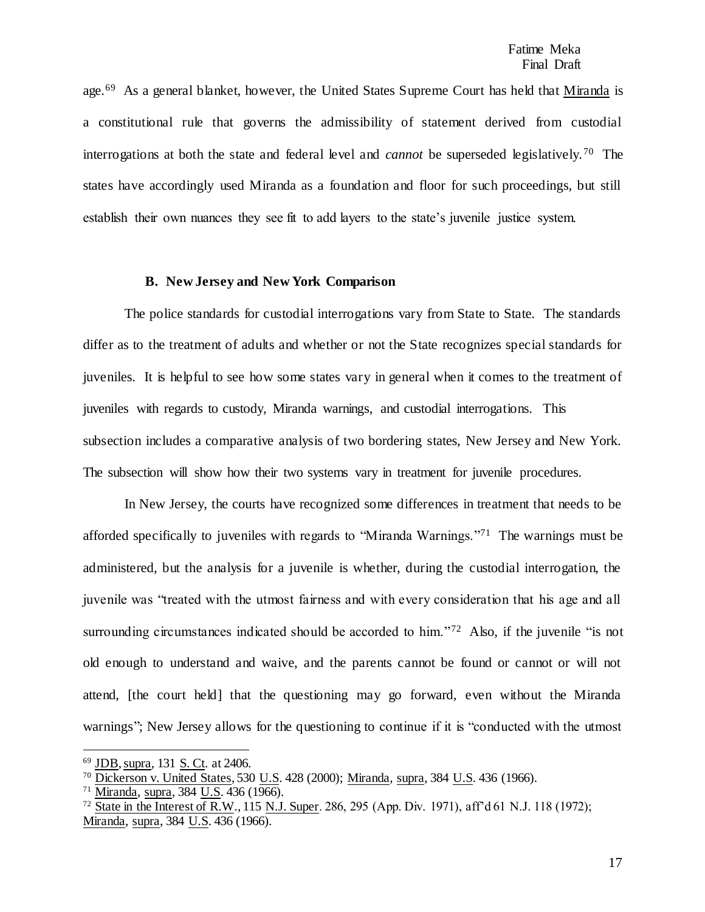age.[69] As a general blanket, however, the United States Supreme Court has held that Miranda is a constitutional rule that governs the admissibility of statement derived from custodial interrogations at both the state and federal level and *cannot* be superseded legislatively.[70] The states have accordingly used Miranda as a foundation and floor for such proceedings, but still establish their own nuances they see fit to add layers to the state's juvenile justice system.

### B. New Jersey and New York Comparison

The police standards for custodial interrogations vary from State to State. The standards differ as to the treatment of adults and whether or not the State recognizes special standards for juveniles. It is helpful to see how some states vary in general when it comes to the treatment of juveniles with regards to custody, Miranda warnings, and custodial interrogations. This subsection includes a comparative analysis of two bordering states, New Jersey and New York. The subsection will show how their two systems vary in treatment for juvenile procedures.

In New Jersey, the courts have recognized some differences in treatment that needs to be afforded specifically to juveniles with regards to "Miranda Warnings."[71] The warnings must be administered, but the analysis for a juvenile is whether, during the custodial interrogation, the juvenile was "treated with the utmost fairness and with every consideration that his age and all surrounding circumstances indicated should be accorded to him."[72] Also, if the juvenile "is not old enough to understand and waive, and the parents cannot be found or cannot or will not attend, [the court held] that the questioning may go forward, even without the Miranda warnings"; New Jersey allows for the questioning to continue if it is "conducted with the utmost

---

[69] JDB, supra, 131 S. Ct. at 2406.

[70] Dickerson v. United States, 530 U.S. 428 (2000); Miranda, supra, 384 U.S. 436 (1966).

[71] Miranda, supra, 384 U.S. 436 (1966).

[72] State in the Interest of R.W., 115 N.J. Super. 286, 295 (App. Div. 1971), aff'd 61 N.J. 118 (1972); Miranda, supra, 384 U.S. 436 (1966).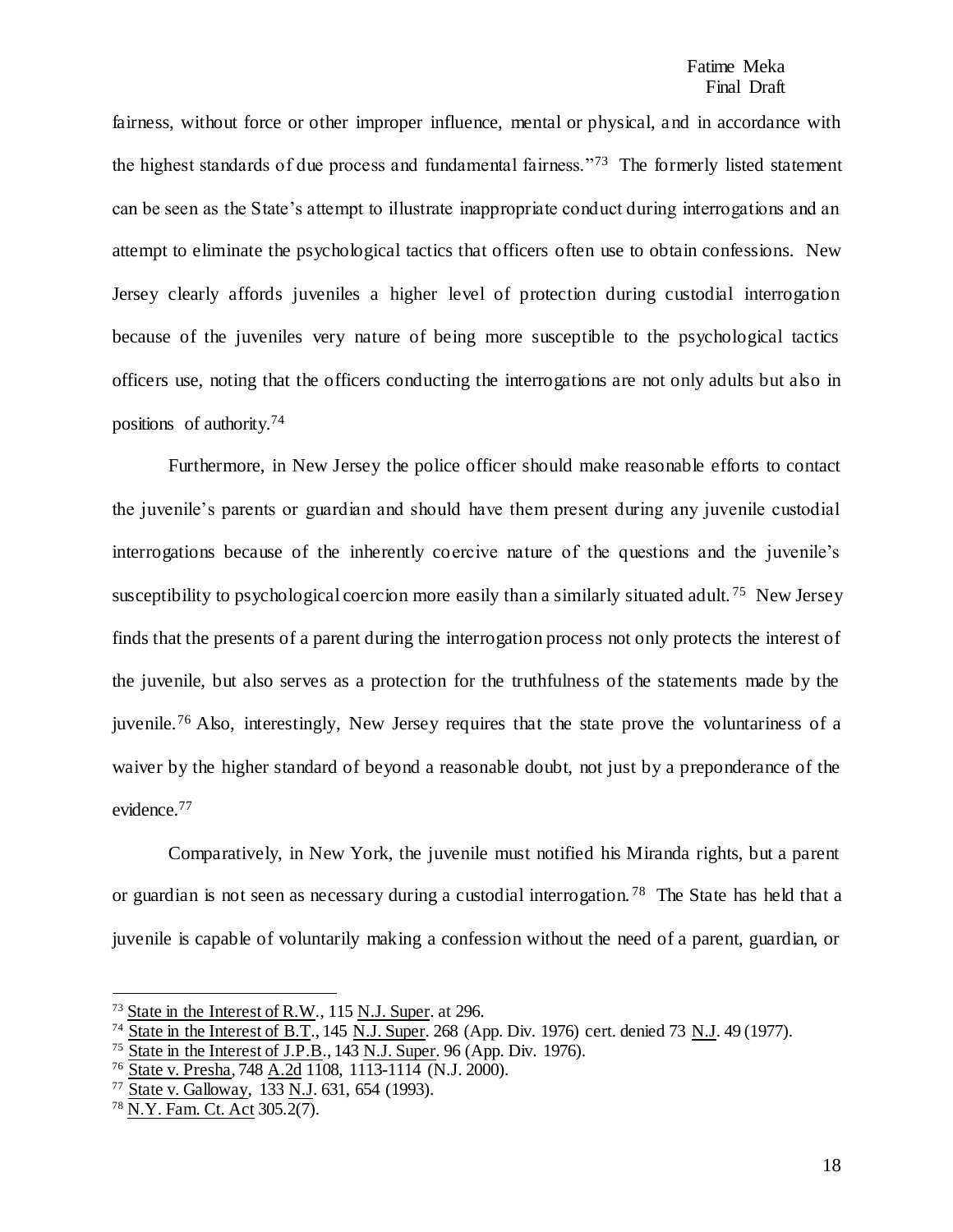fairness, without force or other improper influence, mental or physical, and in accordance with the highest standards of due process and fundamental fairness."[73] The formerly listed statement can be seen as the State's attempt to illustrate inappropriate conduct during interrogations and an attempt to eliminate the psychological tactics that officers often use to obtain confessions. New Jersey clearly affords juveniles a higher level of protection during custodial interrogation because of the juveniles very nature of being more susceptible to the psychological tactics officers use, noting that the officers conducting the interrogations are not only adults but also in positions of authority.[74]

Furthermore, in New Jersey the police officer should make reasonable efforts to contact the juvenile's parents or guardian and should have them present during any juvenile custodial interrogations because of the inherently coercive nature of the questions and the juvenile's susceptibility to psychological coercion more easily than a similarly situated adult.[75] New Jersey finds that the presents of a parent during the interrogation process not only protects the interest of the juvenile, but also serves as a protection for the truthfulness of the statements made by the juvenile.[76] Also, interestingly, New Jersey requires that the state prove the voluntariness of a waiver by the higher standard of beyond a reasonable doubt, not just by a preponderance of the evidence.[77]

Comparatively, in New York, the juvenile must notified his Miranda rights, but a parent or guardian is not seen as necessary during a custodial interrogation.[78] The State has held that a juvenile is capable of voluntarily making a confession without the need of a parent, guardian, or

---

[73] State in the Interest of R.W., 115 N.J. Super. at 296.

[74] State in the Interest of B.T., 145 N.J. Super. 268 (App. Div. 1976) cert. denied 73 N.J. 49 (1977).

[75] State in the Interest of J.P.B., 143 N.J. Super. 96 (App. Div. 1976).

[76] State v. Presha, 748 A.2d 1108, 1113-1114 (N.J. 2000).

[77] State v. Galloway, 133 N.J. 631, 654 (1993).

[78] N.Y. Fam. Ct. Act 305.2(7).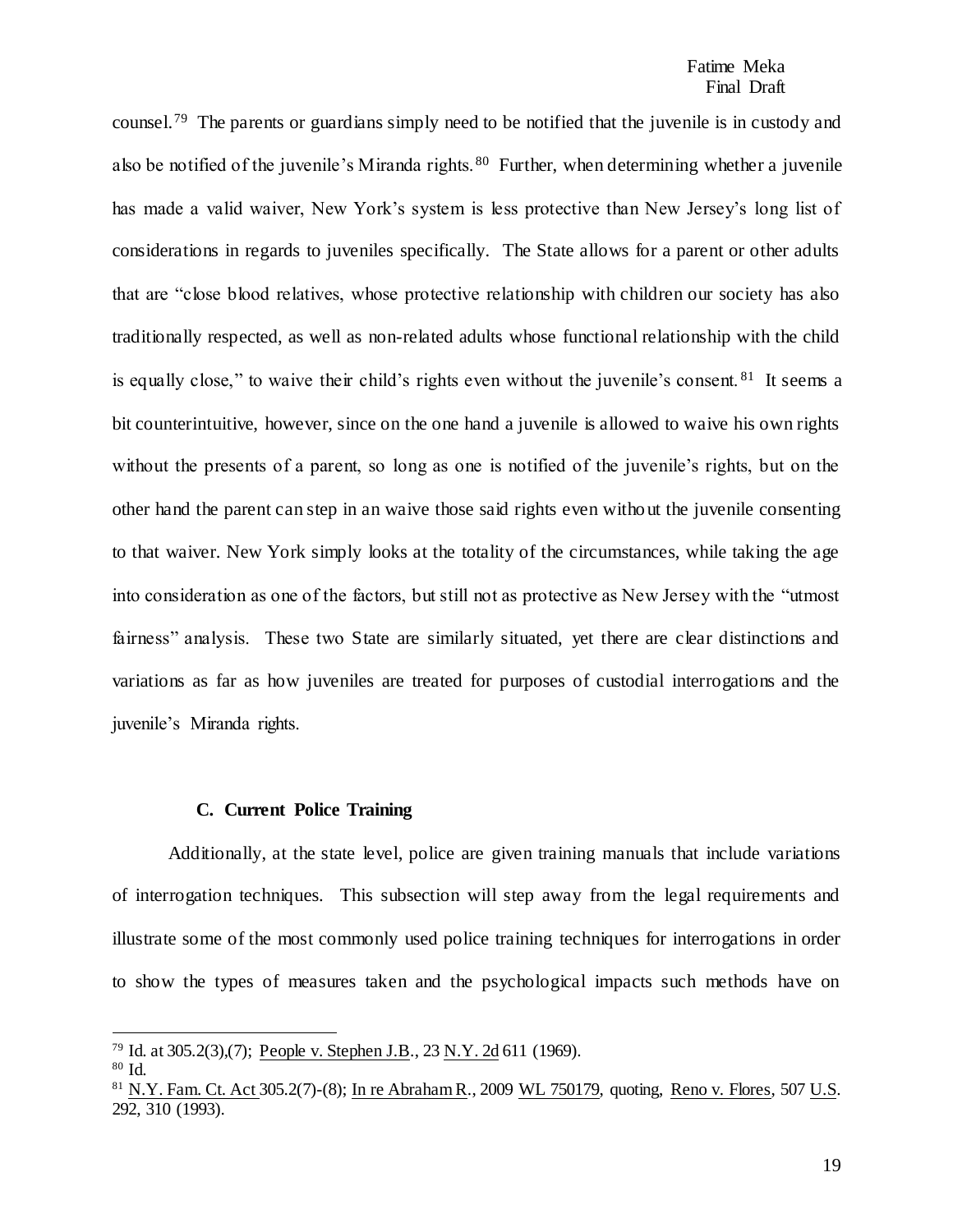counsel.[79] The parents or guardians simply need to be notified that the juvenile is in custody and also be notified of the juvenile's Miranda rights.[80] Further, when determining whether a juvenile has made a valid waiver, New York's system is less protective than New Jersey's long list of considerations in regards to juveniles specifically. The State allows for a parent or other adults that are "close blood relatives, whose protective relationship with children our society has also traditionally respected, as well as non-related adults whose functional relationship with the child is equally close," to waive their child's rights even without the juvenile's consent.[81] It seems a bit counterintuitive, however, since on the one hand a juvenile is allowed to waive his own rights without the presents of a parent, so long as one is notified of the juvenile's rights, but on the other hand the parent can step in an waive those said rights even without the juvenile consenting to that waiver. New York simply looks at the totality of the circumstances, while taking the age into consideration as one of the factors, but still not as protective as New Jersey with the "utmost fairness" analysis. These two State are similarly situated, yet there are clear distinctions and variations as far as how juveniles are treated for purposes of custodial interrogations and the juvenile's Miranda rights.

### C. Current Police Training

Additionally, at the state level, police are given training manuals that include variations of interrogation techniques. This subsection will step away from the legal requirements and illustrate some of the most commonly used police training techniques for interrogations in order to show the types of measures taken and the psychological impacts such methods have on

---

[79] Id. at 305.2(3),(7); People v. Stephen J.B., 23 N.Y. 2d 611 (1969).

[80] Id.

[81] N.Y. Fam. Ct. Act 305.2(7)-(8); In re Abraham R., 2009 WL 750179, quoting, Reno v. Flores, 507 U.S. 292, 310 (1993).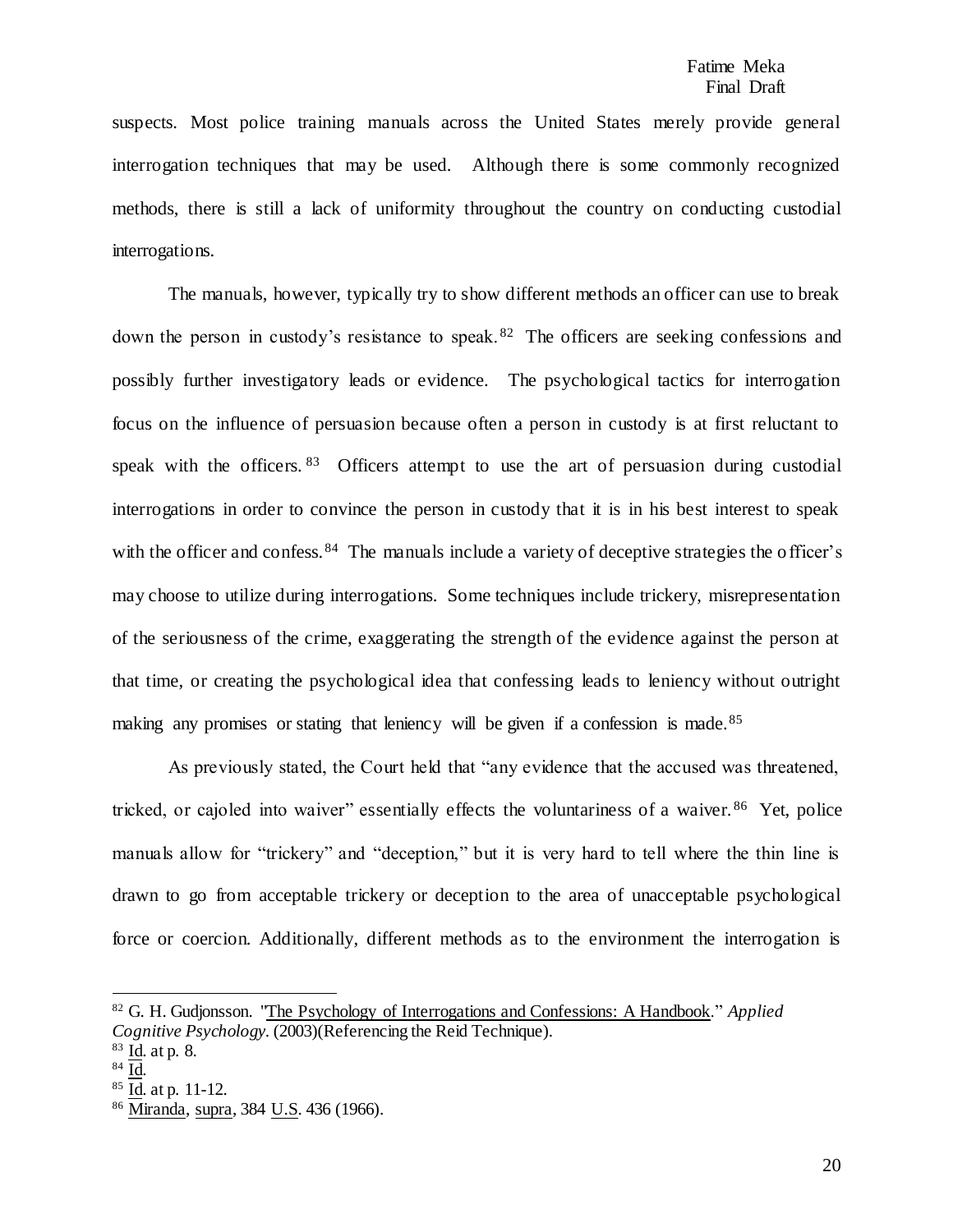suspects. Most police training manuals across the United States merely provide general interrogation techniques that may be used. Although there is some commonly recognized methods, there is still a lack of uniformity throughout the country on conducting custodial interrogations.

The manuals, however, typically try to show different methods an officer can use to break down the person in custody's resistance to speak.[82] The officers are seeking confessions and possibly further investigatory leads or evidence. The psychological tactics for interrogation focus on the influence of persuasion because often a person in custody is at first reluctant to speak with the officers.[83] Officers attempt to use the art of persuasion during custodial interrogations in order to convince the person in custody that it is in his best interest to speak with the officer and confess.[84] The manuals include a variety of deceptive strategies the officer's may choose to utilize during interrogations. Some techniques include trickery, misrepresentation of the seriousness of the crime, exaggerating the strength of the evidence against the person at that time, or creating the psychological idea that confessing leads to leniency without outright making any promises or stating that leniency will be given if a confession is made.[85]

As previously stated, the Court held that "any evidence that the accused was threatened, tricked, or cajoled into waiver" essentially effects the voluntariness of a waiver.[86] Yet, police manuals allow for "trickery" and "deception," but it is very hard to tell where the thin line is drawn to go from acceptable trickery or deception to the area of unacceptable psychological force or coercion. Additionally, different methods as to the environment the interrogation is

---

[82] G. H. Gudjonsson. "The Psychology of Interrogations and Confessions: A Handbook." *Applied Cognitive Psychology*. (2003)(Referencing the Reid Technique).

[83] Id. at p. 8.

[84] Id.

[85] Id. at p. 11-12.

[86] Miranda, supra, 384 U.S. 436 (1966).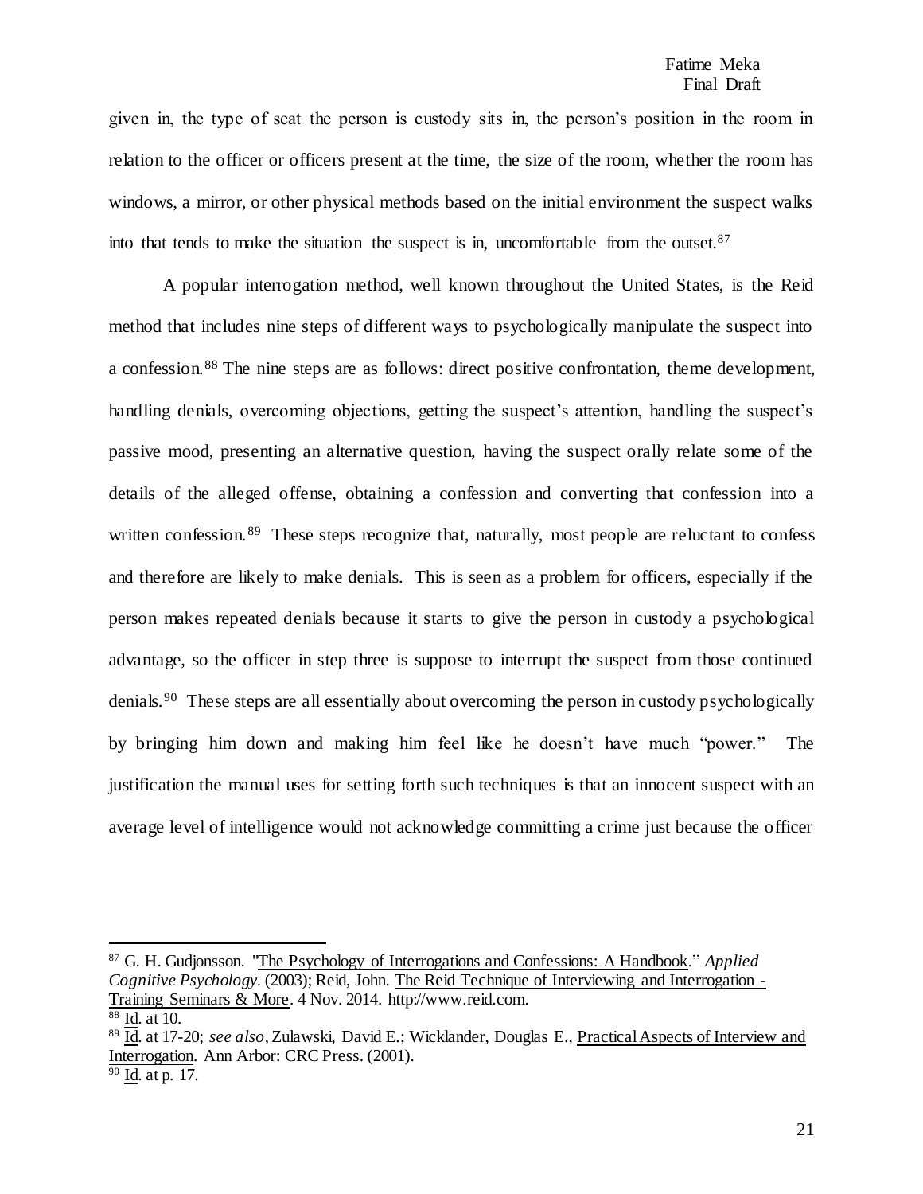given in, the type of seat the person is custody sits in, the person's position in the room in relation to the officer or officers present at the time, the size of the room, whether the room has windows, a mirror, or other physical methods based on the initial environment the suspect walks into that tends to make the situation the suspect is in, uncomfortable from the outset.[87]

A popular interrogation method, well known throughout the United States, is the Reid method that includes nine steps of different ways to psychologically manipulate the suspect into a confession.[88] The nine steps are as follows: direct positive confrontation, theme development, handling denials, overcoming objections, getting the suspect's attention, handling the suspect's passive mood, presenting an alternative question, having the suspect orally relate some of the details of the alleged offense, obtaining a confession and converting that confession into a written confession.[89] These steps recognize that, naturally, most people are reluctant to confess and therefore are likely to make denials. This is seen as a problem for officers, especially if the person makes repeated denials because it starts to give the person in custody a psychological advantage, so the officer in step three is suppose to interrupt the suspect from those continued denials.[90] These steps are all essentially about overcoming the person in custody psychologically by bringing him down and making him feel like he doesn't have much "power." The justification the manual uses for setting forth such techniques is that an innocent suspect with an average level of intelligence would not acknowledge committing a crime just because the officer

---

[87] G. H. Gudjonsson. "The Psychology of Interrogations and Confessions: A Handbook." *Applied Cognitive Psychology*. (2003); Reid, John. The Reid Technique of Interviewing and Interrogation - Training Seminars & More. 4 Nov. 2014. http://www.reid.com.

[88] Id. at 10.

[89] Id. at 17-20; *see also*, Zulawski, David E.; Wicklander, Douglas E., Practical Aspects of Interview and Interrogation. Ann Arbor: CRC Press. (2001).

[90] Id. at p. 17.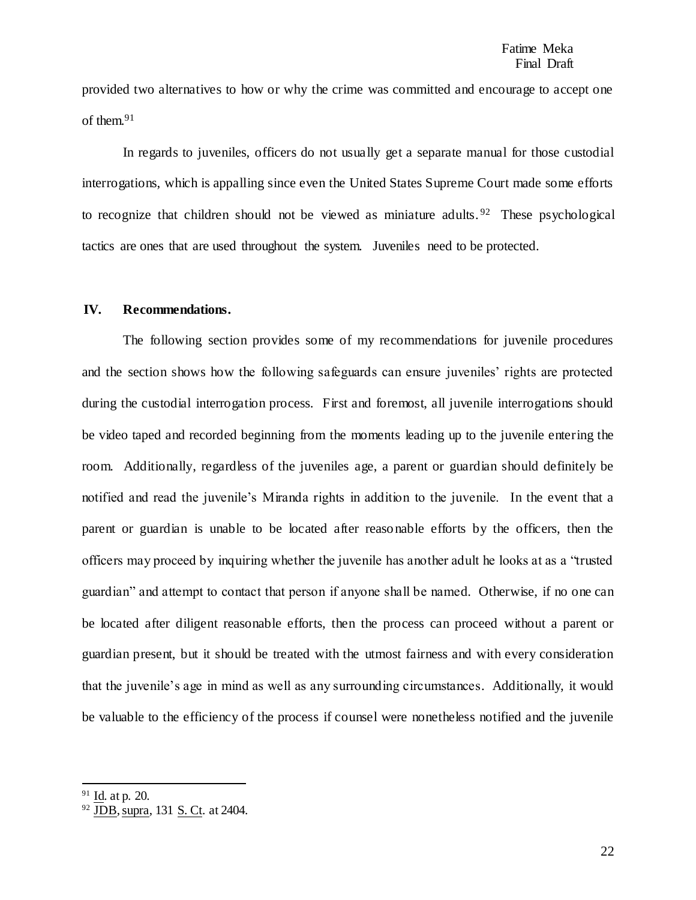provided two alternatives to how or why the crime was committed and encourage to accept one of them.[91]

In regards to juveniles, officers do not usually get a separate manual for those custodial interrogations, which is appalling since even the United States Supreme Court made some efforts to recognize that children should not be viewed as miniature adults.[92] These psychological tactics are ones that are used throughout the system. Juveniles need to be protected.

## IV. Recommendations.

The following section provides some of my recommendations for juvenile procedures and the section shows how the following safeguards can ensure juveniles' rights are protected during the custodial interrogation process. First and foremost, all juvenile interrogations should be video taped and recorded beginning from the moments leading up to the juvenile entering the room. Additionally, regardless of the juveniles age, a parent or guardian should definitely be notified and read the juvenile's Miranda rights in addition to the juvenile. In the event that a parent or guardian is unable to be located after reasonable efforts by the officers, then the officers may proceed by inquiring whether the juvenile has another adult he looks at as a "trusted guardian" and attempt to contact that person if anyone shall be named. Otherwise, if no one can be located after diligent reasonable efforts, then the process can proceed without a parent or guardian present, but it should be treated with the utmost fairness and with every consideration that the juvenile's age in mind as well as any surrounding circumstances. Additionally, it would be valuable to the efficiency of the process if counsel were nonetheless notified and the juvenile

---

[91] Id. at p. 20.

[92] JDB, supra, 131 S. Ct. at 2404.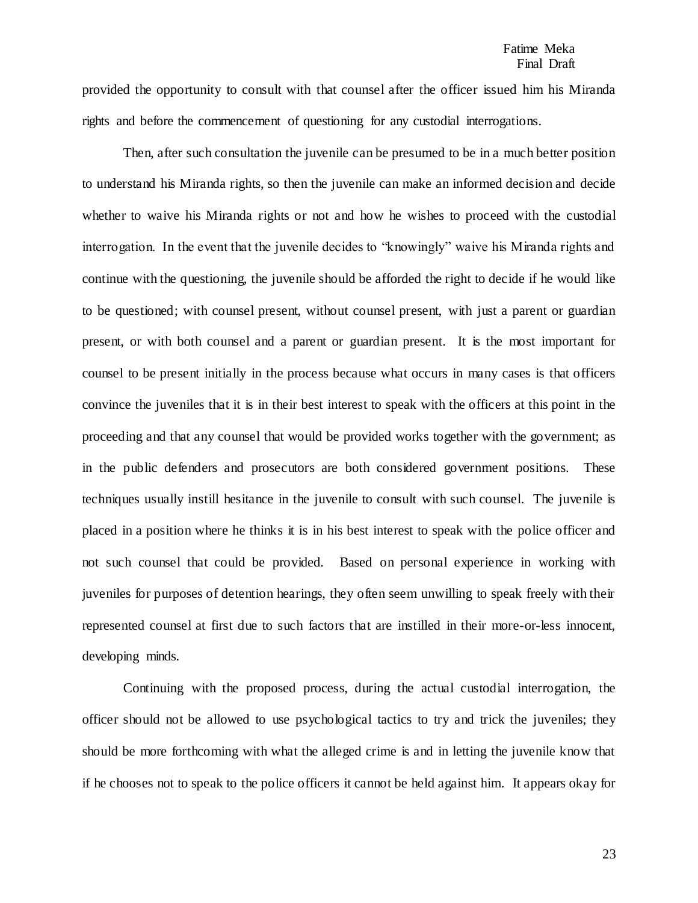provided the opportunity to consult with that counsel after the officer issued him his Miranda rights and before the commencement of questioning for any custodial interrogations.

Then, after such consultation the juvenile can be presumed to be in a much better position to understand his Miranda rights, so then the juvenile can make an informed decision and decide whether to waive his Miranda rights or not and how he wishes to proceed with the custodial interrogation. In the event that the juvenile decides to "knowingly" waive his Miranda rights and continue with the questioning, the juvenile should be afforded the right to decide if he would like to be questioned; with counsel present, without counsel present, with just a parent or guardian present, or with both counsel and a parent or guardian present. It is the most important for counsel to be present initially in the process because what occurs in many cases is that officers convince the juveniles that it is in their best interest to speak with the officers at this point in the proceeding and that any counsel that would be provided works together with the government; as in the public defenders and prosecutors are both considered government positions. These techniques usually instill hesitance in the juvenile to consult with such counsel. The juvenile is placed in a position where he thinks it is in his best interest to speak with the police officer and not such counsel that could be provided. Based on personal experience in working with juveniles for purposes of detention hearings, they often seem unwilling to speak freely with their represented counsel at first due to such factors that are instilled in their more-or-less innocent, developing minds.

Continuing with the proposed process, during the actual custodial interrogation, the officer should not be allowed to use psychological tactics to try and trick the juveniles; they should be more forthcoming with what the alleged crime is and in letting the juvenile know that if he chooses not to speak to the police officers it cannot be held against him. It appears okay for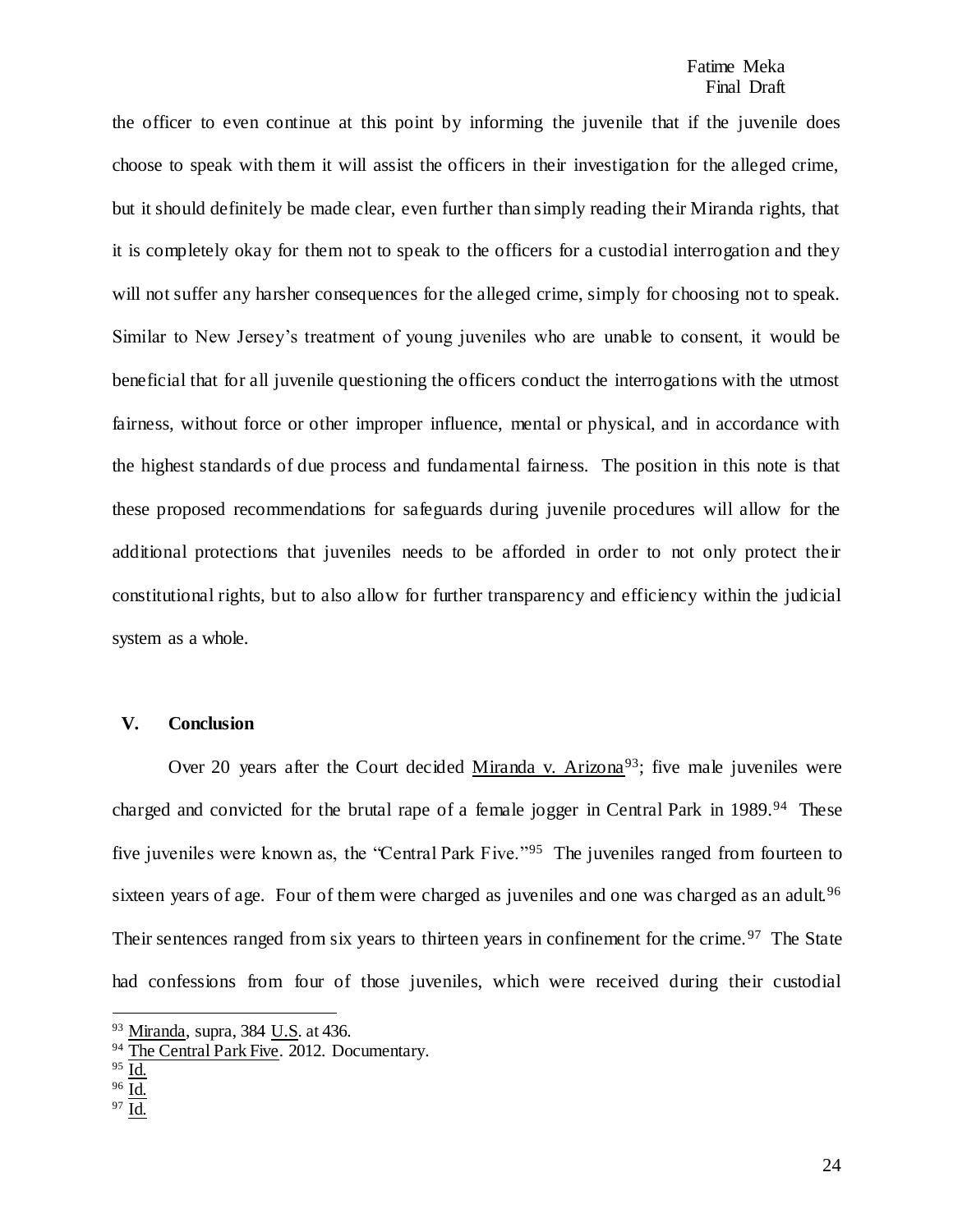the officer to even continue at this point by informing the juvenile that if the juvenile does choose to speak with them it will assist the officers in their investigation for the alleged crime, but it should definitely be made clear, even further than simply reading their Miranda rights, that it is completely okay for them not to speak to the officers for a custodial interrogation and they will not suffer any harsher consequences for the alleged crime, simply for choosing not to speak. Similar to New Jersey's treatment of young juveniles who are unable to consent, it would be beneficial that for all juvenile questioning the officers conduct the interrogations with the utmost fairness, without force or other improper influence, mental or physical, and in accordance with the highest standards of due process and fundamental fairness. The position in this note is that these proposed recommendations for safeguards during juvenile procedures will allow for the additional protections that juveniles needs to be afforded in order to not only protect their constitutional rights, but to also allow for further transparency and efficiency within the judicial system as a whole.

## V. Conclusion

Over 20 years after the Court decided Miranda v. Arizona[93]; five male juveniles were charged and convicted for the brutal rape of a female jogger in Central Park in 1989.[94] These five juveniles were known as, the "Central Park Five."[95] The juveniles ranged from fourteen to sixteen years of age. Four of them were charged as juveniles and one was charged as an adult.[96] Their sentences ranged from six years to thirteen years in confinement for the crime.[97] The State had confessions from four of those juveniles, which were received during their custodial

---

[93] Miranda, supra, 384 U.S. at 436.

[94] The Central Park Five. 2012. Documentary.

[95] Id.

[96] Id.

[97] Id.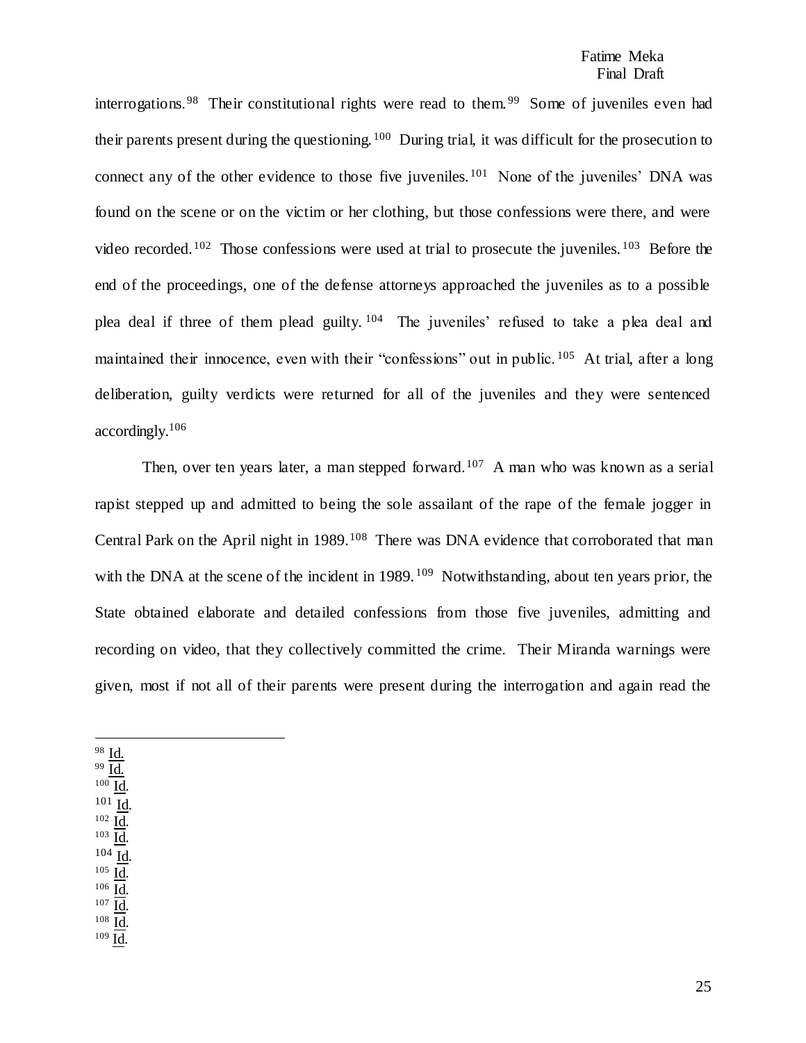interrogations.[98] Their constitutional rights were read to them.[99] Some of juveniles even had their parents present during the questioning.[100] During trial, it was difficult for the prosecution to connect any of the other evidence to those five juveniles.[101] None of the juveniles' DNA was found on the scene or on the victim or her clothing, but those confessions were there, and were video recorded.[102] Those confessions were used at trial to prosecute the juveniles.[103] Before the end of the proceedings, one of the defense attorneys approached the juveniles as to a possible plea deal if three of them plead guilty.[104] The juveniles' refused to take a plea deal and maintained their innocence, even with their "confessions" out in public.[105] At trial, after a long deliberation, guilty verdicts were returned for all of the juveniles and they were sentenced accordingly.[106]

Then, over ten years later, a man stepped forward.[107] A man who was known as a serial rapist stepped up and admitted to being the sole assailant of the rape of the female jogger in Central Park on the April night in 1989.[108] There was DNA evidence that corroborated that man with the DNA at the scene of the incident in 1989.[109] Notwithstanding, about ten years prior, the State obtained elaborate and detailed confessions from those five juveniles, admitting and recording on video, that they collectively committed the crime. Their Miranda warnings were given, most if not all of their parents were present during the interrogation and again read the

---

[98] Id.
[99] Id.
[100] Id.
[101] Id.
[102] Id.
[103] Id.
[104] Id.
[105] Id.
[106] Id.
[107] Id.
[108] Id.
[109] Id.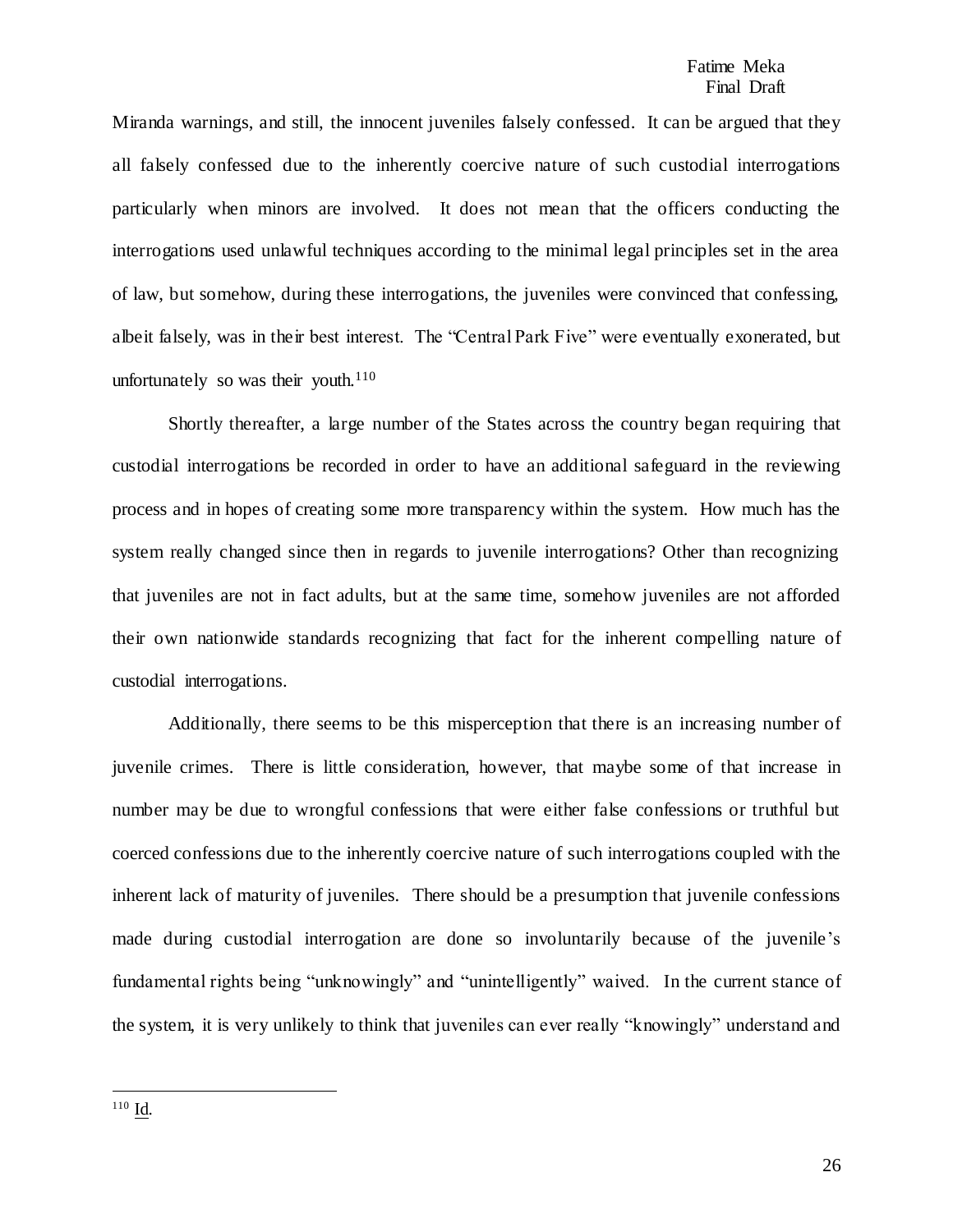Miranda warnings, and still, the innocent juveniles falsely confessed. It can be argued that they all falsely confessed due to the inherently coercive nature of such custodial interrogations particularly when minors are involved. It does not mean that the officers conducting the interrogations used unlawful techniques according to the minimal legal principles set in the area of law, but somehow, during these interrogations, the juveniles were convinced that confessing, albeit falsely, was in their best interest. The "Central Park Five" were eventually exonerated, but unfortunately so was their youth.[110]

Shortly thereafter, a large number of the States across the country began requiring that custodial interrogations be recorded in order to have an additional safeguard in the reviewing process and in hopes of creating some more transparency within the system. How much has the system really changed since then in regards to juvenile interrogations? Other than recognizing that juveniles are not in fact adults, but at the same time, somehow juveniles are not afforded their own nationwide standards recognizing that fact for the inherent compelling nature of custodial interrogations.

Additionally, there seems to be this misperception that there is an increasing number of juvenile crimes. There is little consideration, however, that maybe some of that increase in number may be due to wrongful confessions that were either false confessions or truthful but coerced confessions due to the inherently coercive nature of such interrogations coupled with the inherent lack of maturity of juveniles. There should be a presumption that juvenile confessions made during custodial interrogation are done so involuntarily because of the juvenile's fundamental rights being "unknowingly" and "unintelligently" waived. In the current stance of the system, it is very unlikely to think that juveniles can ever really "knowingly" understand and

---

[110] Id.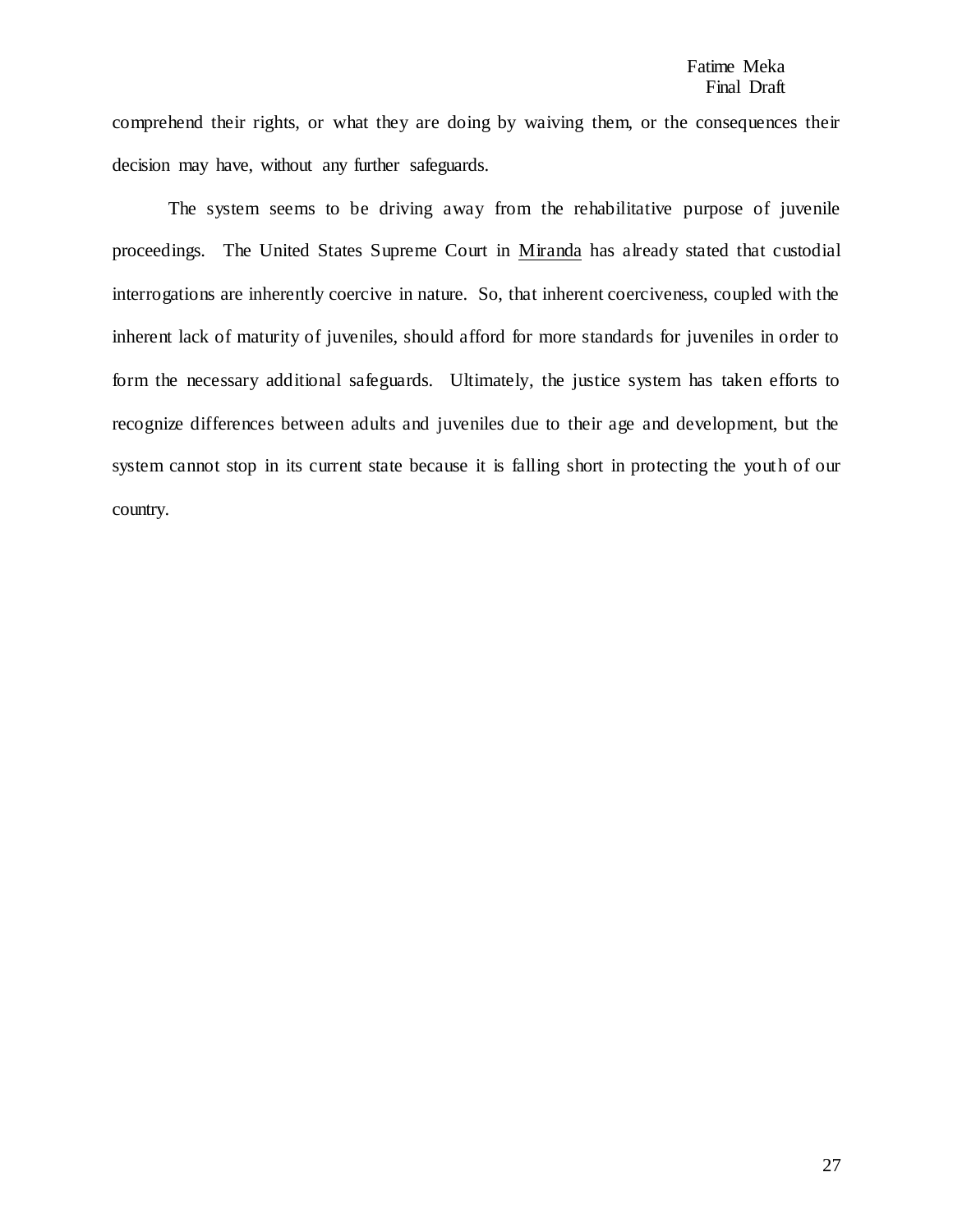comprehend their rights, or what they are doing by waiving them, or the consequences their decision may have, without any further safeguards.

The system seems to be driving away from the rehabilitative purpose of juvenile proceedings. The United States Supreme Court in Miranda has already stated that custodial interrogations are inherently coercive in nature. So, that inherent coerciveness, coupled with the inherent lack of maturity of juveniles, should afford for more standards for juveniles in order to form the necessary additional safeguards. Ultimately, the justice system has taken efforts to recognize differences between adults and juveniles due to their age and development, but the system cannot stop in its current state because it is falling short in protecting the youth of our country.